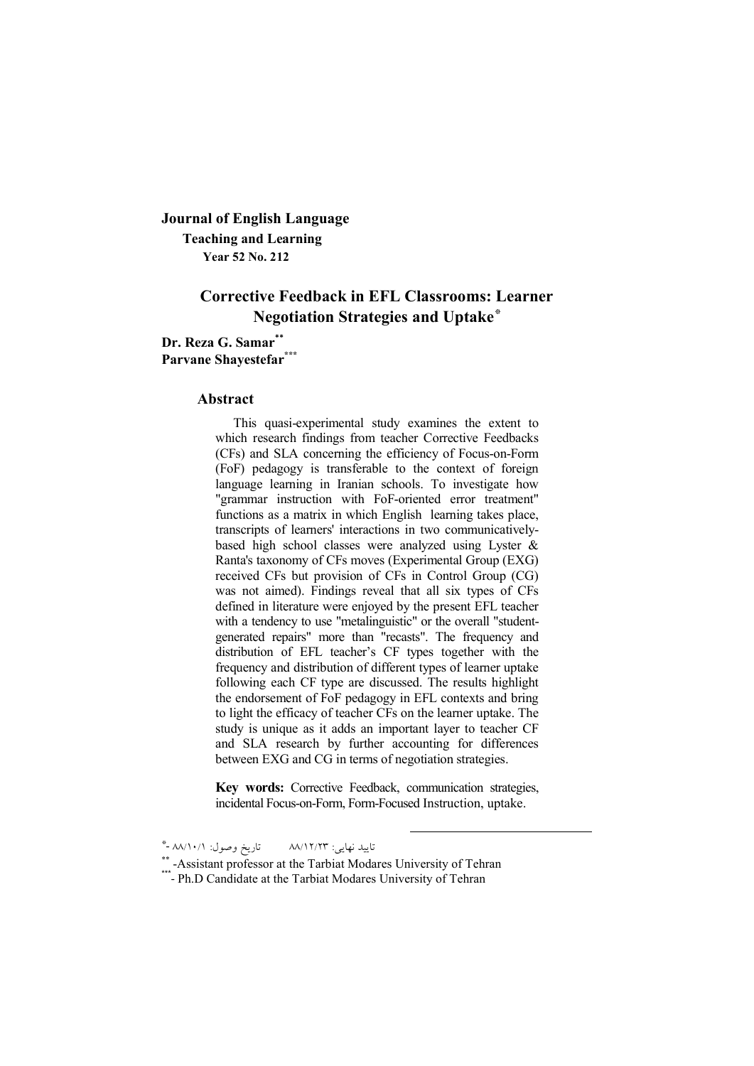**Journal of English Language**

**Teaching and Learning**

**Year 52 No. 212**

# Corrective Feedback in EFL Classrooms: Learner Negotiation Strategies and Uptake[*]

**Dr. Reza G. Samar[**]**
**Parvane Shayestefar[***]**

## Abstract

This quasi-experimental study examines the extent to which research findings from teacher Corrective Feedbacks (CFs) and SLA concerning the efficiency of Focus-on-Form (FoF) pedagogy is transferable to the context of foreign language learning in Iranian schools. To investigate how "grammar instruction with FoF-oriented error treatment" functions as a matrix in which English learning takes place, transcripts of learners' interactions in two communicatively-based high school classes were analyzed using Lyster & Ranta's taxonomy of CFs moves (Experimental Group (EXG) received CFs but provision of CFs in Control Group (CG) was not aimed). Findings reveal that all six types of CFs defined in literature were enjoyed by the present EFL teacher with a tendency to use "metalinguistic" or the overall "student-generated repairs" more than "recasts". The frequency and distribution of EFL teacher's CF types together with the frequency and distribution of different types of learner uptake following each CF type are discussed. The results highlight the endorsement of FoF pedagogy in EFL contexts and bring to light the efficacy of teacher CFs on the learner uptake. The study is unique as it adds an important layer to teacher CF and SLA research by further accounting for differences between EXG and CG in terms of negotiation strategies.

**Key words:** Corrective Feedback, communication strategies, incidental Focus-on-Form, Form-Focused Instruction, uptake.

---

[*]- تاریخ وصول: ۸۸/۱۰/۱ تایید نهایی: ۸۸/۱۲/۲۳

[**]-Assistant professor at the Tarbiat Modares University of Tehran

[***]- Ph.D Candidate at the Tarbiat Modares University of Tehran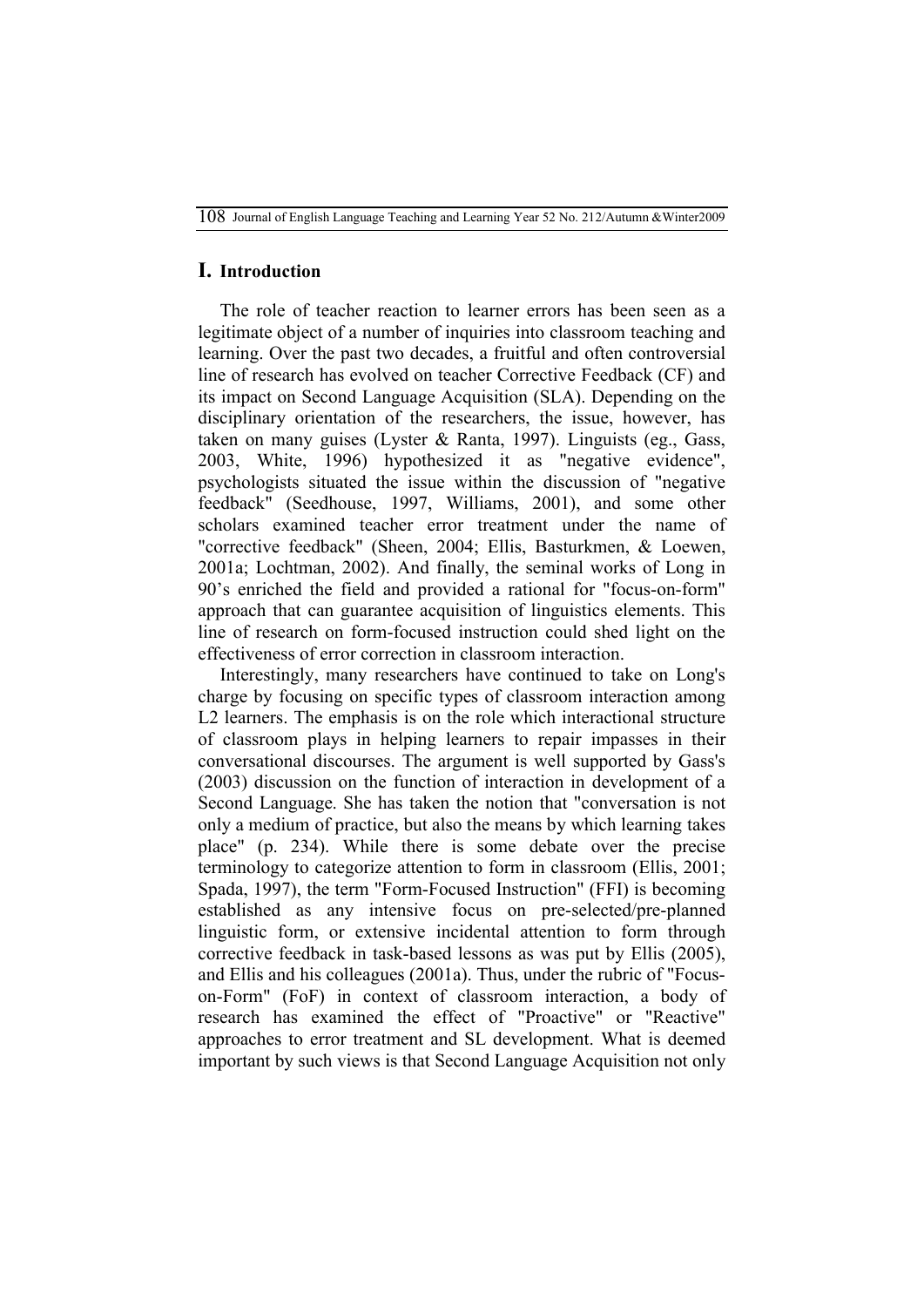## I. Introduction

The role of teacher reaction to learner errors has been seen as a legitimate object of a number of inquiries into classroom teaching and learning. Over the past two decades, a fruitful and often controversial line of research has evolved on teacher Corrective Feedback (CF) and its impact on Second Language Acquisition (SLA). Depending on the disciplinary orientation of the researchers, the issue, however, has taken on many guises (Lyster & Ranta, 1997). Linguists (eg., Gass, 2003, White, 1996) hypothesized it as "negative evidence", psychologists situated the issue within the discussion of "negative feedback" (Seedhouse, 1997, Williams, 2001), and some other scholars examined teacher error treatment under the name of "corrective feedback" (Sheen, 2004; Ellis, Basturkmen, & Loewen, 2001a; Lochtman, 2002). And finally, the seminal works of Long in 90's enriched the field and provided a rational for "focus-on-form" approach that can guarantee acquisition of linguistics elements. This line of research on form-focused instruction could shed light on the effectiveness of error correction in classroom interaction.

Interestingly, many researchers have continued to take on Long's charge by focusing on specific types of classroom interaction among L2 learners. The emphasis is on the role which interactional structure of classroom plays in helping learners to repair impasses in their conversational discourses. The argument is well supported by Gass's (2003) discussion on the function of interaction in development of a Second Language. She has taken the notion that "conversation is not only a medium of practice, but also the means by which learning takes place" (p. 234). While there is some debate over the precise terminology to categorize attention to form in classroom (Ellis, 2001; Spada, 1997), the term "Form-Focused Instruction" (FFI) is becoming established as any intensive focus on pre-selected/pre-planned linguistic form, or extensive incidental attention to form through corrective feedback in task-based lessons as was put by Ellis (2005), and Ellis and his colleagues (2001a). Thus, under the rubric of "Focus-on-Form" (FoF) in context of classroom interaction, a body of research has examined the effect of "Proactive" or "Reactive" approaches to error treatment and SL development. What is deemed important by such views is that Second Language Acquisition not only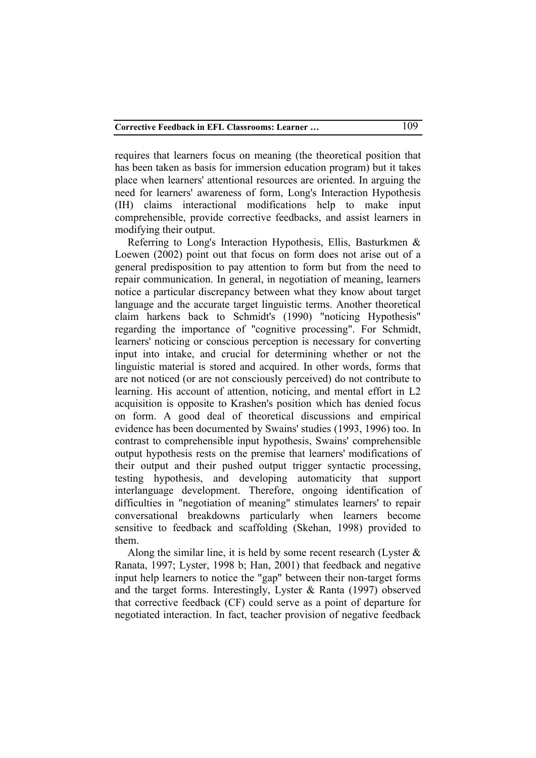requires that learners focus on meaning (the theoretical position that has been taken as basis for immersion education program) but it takes place when learners' attentional resources are oriented. In arguing the need for learners' awareness of form, Long's Interaction Hypothesis (IH) claims interactional modifications help to make input comprehensible, provide corrective feedbacks, and assist learners in modifying their output.

Referring to Long's Interaction Hypothesis, Ellis, Basturkmen & Loewen (2002) point out that focus on form does not arise out of a general predisposition to pay attention to form but from the need to repair communication. In general, in negotiation of meaning, learners notice a particular discrepancy between what they know about target language and the accurate target linguistic terms. Another theoretical claim harkens back to Schmidt's (1990) "noticing Hypothesis" regarding the importance of "cognitive processing". For Schmidt, learners' noticing or conscious perception is necessary for converting input into intake, and crucial for determining whether or not the linguistic material is stored and acquired. In other words, forms that are not noticed (or are not consciously perceived) do not contribute to learning. His account of attention, noticing, and mental effort in L2 acquisition is opposite to Krashen's position which has denied focus on form. A good deal of theoretical discussions and empirical evidence has been documented by Swains' studies (1993, 1996) too. In contrast to comprehensible input hypothesis, Swains' comprehensible output hypothesis rests on the premise that learners' modifications of their output and their pushed output trigger syntactic processing, testing hypothesis, and developing automaticity that support interlanguage development. Therefore, ongoing identification of difficulties in "negotiation of meaning" stimulates learners' to repair conversational breakdowns particularly when learners become sensitive to feedback and scaffolding (Skehan, 1998) provided to them.

Along the similar line, it is held by some recent research (Lyster & Ranata, 1997; Lyster, 1998 b; Han, 2001) that feedback and negative input help learners to notice the "gap" between their non-target forms and the target forms. Interestingly, Lyster & Ranta (1997) observed that corrective feedback (CF) could serve as a point of departure for negotiated interaction. In fact, teacher provision of negative feedback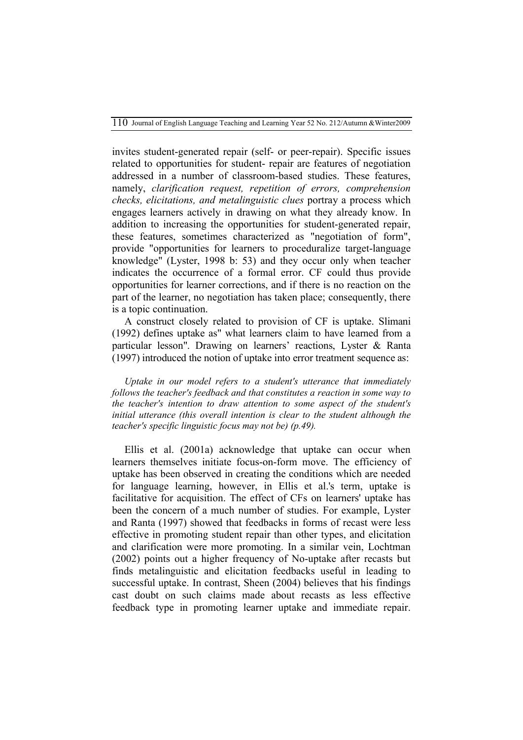invites student-generated repair (self- or peer-repair). Specific issues related to opportunities for student- repair are features of negotiation addressed in a number of classroom-based studies. These features, namely, *clarification request, repetition of errors, comprehension checks, elicitations, and metalinguistic clues* portray a process which engages learners actively in drawing on what they already know. In addition to increasing the opportunities for student-generated repair, these features, sometimes characterized as "negotiation of form", provide "opportunities for learners to proceduralize target-language knowledge" (Lyster, 1998 b: 53) and they occur only when teacher indicates the occurrence of a formal error. CF could thus provide opportunities for learner corrections, and if there is no reaction on the part of the learner, no negotiation has taken place; consequently, there is a topic continuation.

A construct closely related to provision of CF is uptake. Slimani (1992) defines uptake as" what learners claim to have learned from a particular lesson". Drawing on learners' reactions, Lyster & Ranta (1997) introduced the notion of uptake into error treatment sequence as:

> *Uptake in our model refers to a student's utterance that immediately follows the teacher's feedback and that constitutes a reaction in some way to the teacher's intention to draw attention to some aspect of the student's initial utterance (this overall intention is clear to the student although the teacher's specific linguistic focus may not be) (p.49).*

Ellis et al. (2001a) acknowledge that uptake can occur when learners themselves initiate focus-on-form move. The efficiency of uptake has been observed in creating the conditions which are needed for language learning, however, in Ellis et al.'s term, uptake is facilitative for acquisition. The effect of CFs on learners' uptake has been the concern of a much number of studies. For example, Lyster and Ranta (1997) showed that feedbacks in forms of recast were less effective in promoting student repair than other types, and elicitation and clarification were more promoting. In a similar vein, Lochtman (2002) points out a higher frequency of No-uptake after recasts but finds metalinguistic and elicitation feedbacks useful in leading to successful uptake. In contrast, Sheen (2004) believes that his findings cast doubt on such claims made about recasts as less effective feedback type in promoting learner uptake and immediate repair.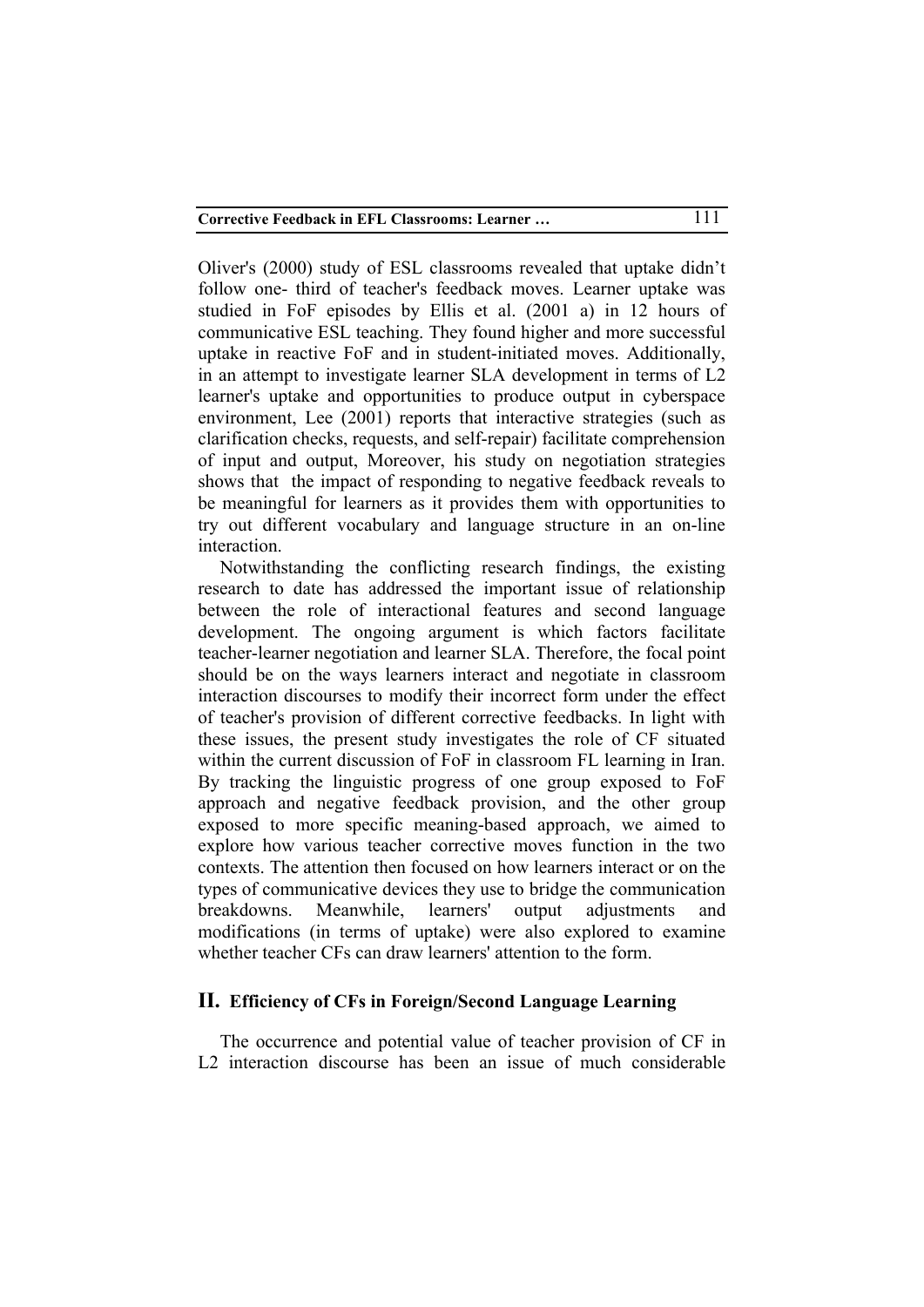Oliver's (2000) study of ESL classrooms revealed that uptake didn't follow one- third of teacher's feedback moves. Learner uptake was studied in FoF episodes by Ellis et al. (2001 a) in 12 hours of communicative ESL teaching. They found higher and more successful uptake in reactive FoF and in student-initiated moves. Additionally, in an attempt to investigate learner SLA development in terms of L2 learner's uptake and opportunities to produce output in cyberspace environment, Lee (2001) reports that interactive strategies (such as clarification checks, requests, and self-repair) facilitate comprehension of input and output, Moreover, his study on negotiation strategies shows that the impact of responding to negative feedback reveals to be meaningful for learners as it provides them with opportunities to try out different vocabulary and language structure in an on-line interaction.

Notwithstanding the conflicting research findings, the existing research to date has addressed the important issue of relationship between the role of interactional features and second language development. The ongoing argument is which factors facilitate teacher-learner negotiation and learner SLA. Therefore, the focal point should be on the ways learners interact and negotiate in classroom interaction discourses to modify their incorrect form under the effect of teacher's provision of different corrective feedbacks. In light with these issues, the present study investigates the role of CF situated within the current discussion of FoF in classroom FL learning in Iran. By tracking the linguistic progress of one group exposed to FoF approach and negative feedback provision, and the other group exposed to more specific meaning-based approach, we aimed to explore how various teacher corrective moves function in the two contexts. The attention then focused on how learners interact or on the types of communicative devices they use to bridge the communication breakdowns. Meanwhile, learners' output adjustments and modifications (in terms of uptake) were also explored to examine whether teacher CFs can draw learners' attention to the form.

## II. Efficiency of CFs in Foreign/Second Language Learning

The occurrence and potential value of teacher provision of CF in L2 interaction discourse has been an issue of much considerable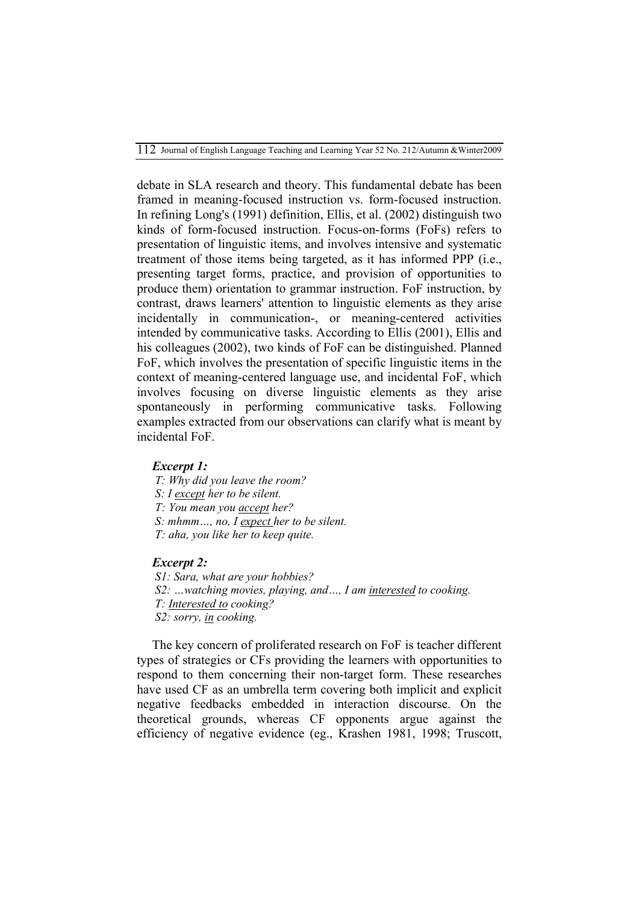debate in SLA research and theory. This fundamental debate has been framed in meaning-focused instruction vs. form-focused instruction. In refining Long's (1991) definition, Ellis, et al. (2002) distinguish two kinds of form-focused instruction. Focus-on-forms (FoFs) refers to presentation of linguistic items, and involves intensive and systematic treatment of those items being targeted, as it has informed PPP (i.e., presenting target forms, practice, and provision of opportunities to produce them) orientation to grammar instruction. FoF instruction, by contrast, draws learners' attention to linguistic elements as they arise incidentally in communication-, or meaning-centered activities intended by communicative tasks. According to Ellis (2001), Ellis and his colleagues (2002), two kinds of FoF can be distinguished. Planned FoF, which involves the presentation of specific linguistic items in the context of meaning-centered language use, and incidental FoF, which involves focusing on diverse linguistic elements as they arise spontaneously in performing communicative tasks. Following examples extracted from our observations can clarify what is meant by incidental FoF.

***Excerpt 1:***

*T: Why did you leave the room?*
*S: I <u>except</u> her to be silent.*
*T: You mean you <u>accept</u> her?*
*S: mhmm…, no, I <u>expect</u> her to be silent.*
*T: aha, you like her to keep quite.*

***Excerpt 2:***

*S1: Sara, what are your hobbies?*
*S2: …watching movies, playing, and…, I am <u>interested</u> to cooking.*
*T: <u>Interested to</u> cooking?*
*S2: sorry, <u>in</u> cooking.*

The key concern of proliferated research on FoF is teacher different types of strategies or CFs providing the learners with opportunities to respond to them concerning their non-target form. These researches have used CF as an umbrella term covering both implicit and explicit negative feedbacks embedded in interaction discourse. On the theoretical grounds, whereas CF opponents argue against the efficiency of negative evidence (eg., Krashen 1981, 1998; Truscott,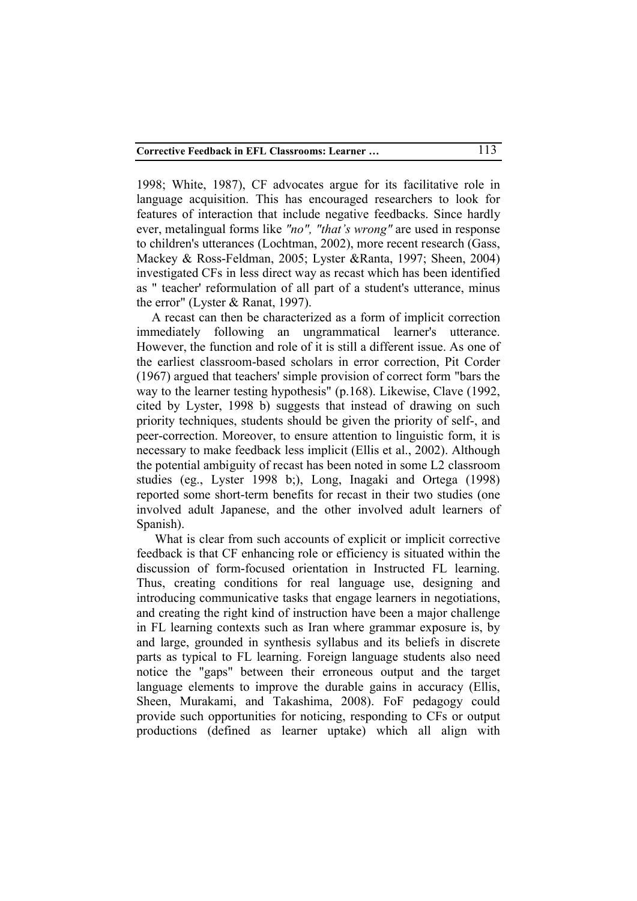1998; White, 1987), CF advocates argue for its facilitative role in language acquisition. This has encouraged researchers to look for features of interaction that include negative feedbacks. Since hardly ever, metalingual forms like *"no", "that's wrong"* are used in response to children's utterances (Lochtman, 2002), more recent research (Gass, Mackey & Ross-Feldman, 2005; Lyster &Ranta, 1997; Sheen, 2004) investigated CFs in less direct way as recast which has been identified as " teacher' reformulation of all part of a student's utterance, minus the error" (Lyster & Ranat, 1997).

A recast can then be characterized as a form of implicit correction immediately following an ungrammatical learner's utterance. However, the function and role of it is still a different issue. As one of the earliest classroom-based scholars in error correction, Pit Corder (1967) argued that teachers' simple provision of correct form "bars the way to the learner testing hypothesis" (p.168). Likewise, Clave (1992, cited by Lyster, 1998 b) suggests that instead of drawing on such priority techniques, students should be given the priority of self-, and peer-correction. Moreover, to ensure attention to linguistic form, it is necessary to make feedback less implicit (Ellis et al., 2002). Although the potential ambiguity of recast has been noted in some L2 classroom studies (eg., Lyster 1998 b;), Long, Inagaki and Ortega (1998) reported some short-term benefits for recast in their two studies (one involved adult Japanese, and the other involved adult learners of Spanish).

What is clear from such accounts of explicit or implicit corrective feedback is that CF enhancing role or efficiency is situated within the discussion of form-focused orientation in Instructed FL learning. Thus, creating conditions for real language use, designing and introducing communicative tasks that engage learners in negotiations, and creating the right kind of instruction have been a major challenge in FL learning contexts such as Iran where grammar exposure is, by and large, grounded in synthesis syllabus and its beliefs in discrete parts as typical to FL learning. Foreign language students also need notice the "gaps" between their erroneous output and the target language elements to improve the durable gains in accuracy (Ellis, Sheen, Murakami, and Takashima, 2008). FoF pedagogy could provide such opportunities for noticing, responding to CFs or output productions (defined as learner uptake) which all align with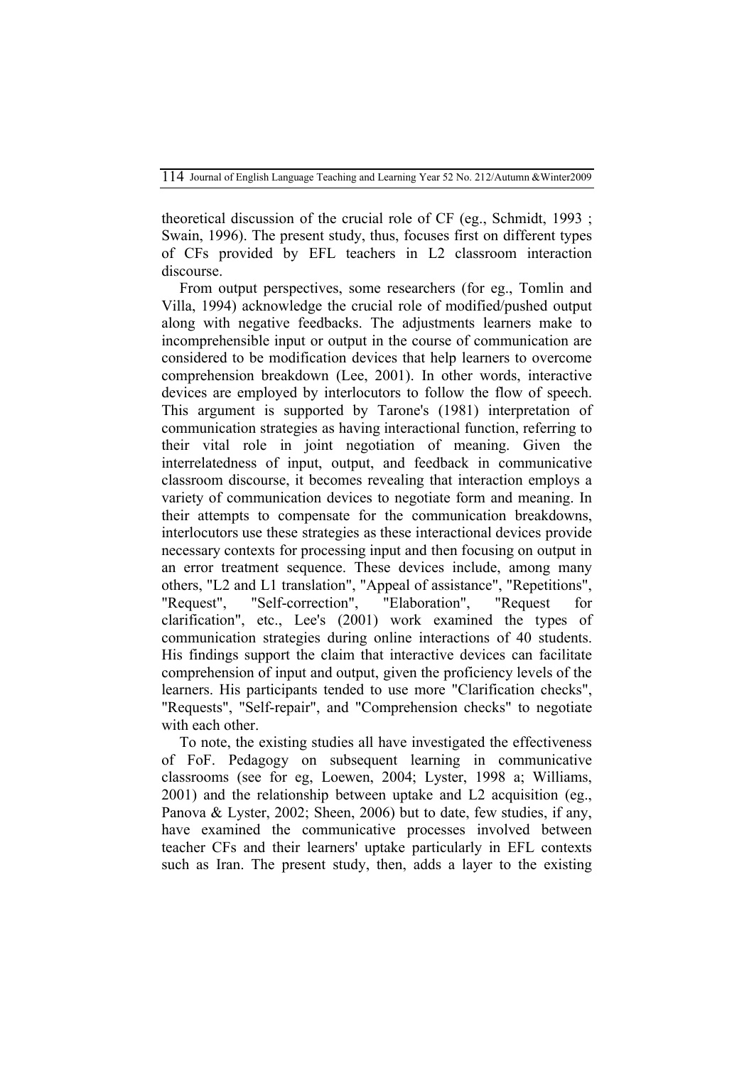theoretical discussion of the crucial role of CF (eg., Schmidt, 1993 ; Swain, 1996). The present study, thus, focuses first on different types of CFs provided by EFL teachers in L2 classroom interaction discourse.

From output perspectives, some researchers (for eg., Tomlin and Villa, 1994) acknowledge the crucial role of modified/pushed output along with negative feedbacks. The adjustments learners make to incomprehensible input or output in the course of communication are considered to be modification devices that help learners to overcome comprehension breakdown (Lee, 2001). In other words, interactive devices are employed by interlocutors to follow the flow of speech. This argument is supported by Tarone's (1981) interpretation of communication strategies as having interactional function, referring to their vital role in joint negotiation of meaning. Given the interrelatedness of input, output, and feedback in communicative classroom discourse, it becomes revealing that interaction employs a variety of communication devices to negotiate form and meaning. In their attempts to compensate for the communication breakdowns, interlocutors use these strategies as these interactional devices provide necessary contexts for processing input and then focusing on output in an error treatment sequence. These devices include, among many others, "L2 and L1 translation", "Appeal of assistance", "Repetitions", "Request", "Self-correction", "Elaboration", "Request for clarification", etc., Lee's (2001) work examined the types of communication strategies during online interactions of 40 students. His findings support the claim that interactive devices can facilitate comprehension of input and output, given the proficiency levels of the learners. His participants tended to use more "Clarification checks", "Requests", "Self-repair", and "Comprehension checks" to negotiate with each other.

To note, the existing studies all have investigated the effectiveness of FoF. Pedagogy on subsequent learning in communicative classrooms (see for eg, Loewen, 2004; Lyster, 1998 a; Williams, 2001) and the relationship between uptake and L2 acquisition (eg., Panova & Lyster, 2002; Sheen, 2006) but to date, few studies, if any, have examined the communicative processes involved between teacher CFs and their learners' uptake particularly in EFL contexts such as Iran. The present study, then, adds a layer to the existing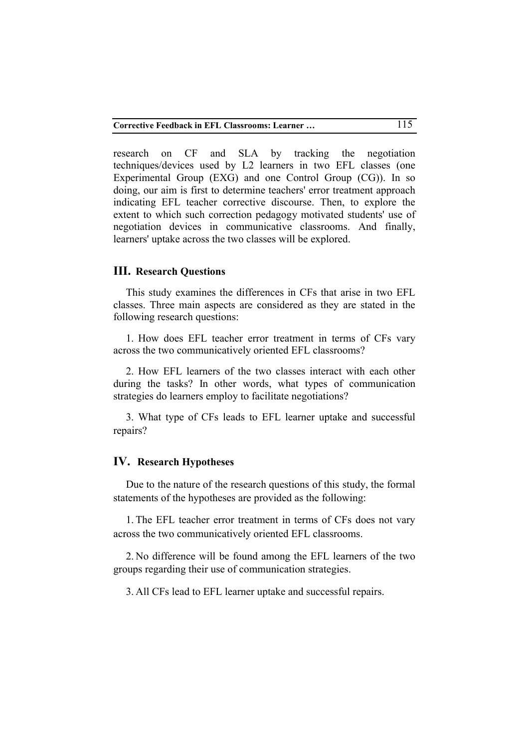research on CF and SLA by tracking the negotiation techniques/devices used by L2 learners in two EFL classes (one Experimental Group (EXG) and one Control Group (CG)). In so doing, our aim is first to determine teachers' error treatment approach indicating EFL teacher corrective discourse. Then, to explore the extent to which such correction pedagogy motivated students' use of negotiation devices in communicative classrooms. And finally, learners' uptake across the two classes will be explored.

## III. Research Questions

This study examines the differences in CFs that arise in two EFL classes. Three main aspects are considered as they are stated in the following research questions:

1. How does EFL teacher error treatment in terms of CFs vary across the two communicatively oriented EFL classrooms?

2. How EFL learners of the two classes interact with each other during the tasks? In other words, what types of communication strategies do learners employ to facilitate negotiations?

3. What type of CFs leads to EFL learner uptake and successful repairs?

## IV. Research Hypotheses

Due to the nature of the research questions of this study, the formal statements of the hypotheses are provided as the following:

1. The EFL teacher error treatment in terms of CFs does not vary across the two communicatively oriented EFL classrooms.

2. No difference will be found among the EFL learners of the two groups regarding their use of communication strategies.

3. All CFs lead to EFL learner uptake and successful repairs.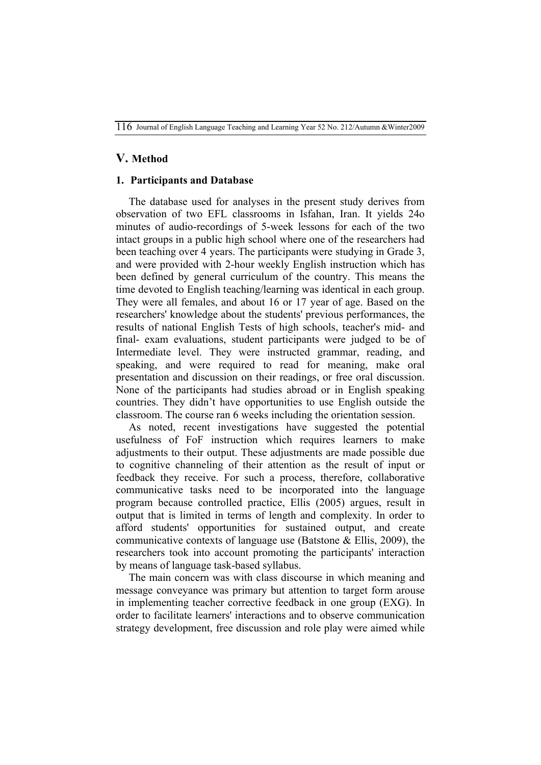## V. Method

### 1. Participants and Database

The database used for analyses in the present study derives from observation of two EFL classrooms in Isfahan, Iran. It yields 24o minutes of audio-recordings of 5-week lessons for each of the two intact groups in a public high school where one of the researchers had been teaching over 4 years. The participants were studying in Grade 3, and were provided with 2-hour weekly English instruction which has been defined by general curriculum of the country. This means the time devoted to English teaching/learning was identical in each group. They were all females, and about 16 or 17 year of age. Based on the researchers' knowledge about the students' previous performances, the results of national English Tests of high schools, teacher's mid- and final- exam evaluations, student participants were judged to be of Intermediate level. They were instructed grammar, reading, and speaking, and were required to read for meaning, make oral presentation and discussion on their readings, or free oral discussion. None of the participants had studies abroad or in English speaking countries. They didn't have opportunities to use English outside the classroom. The course ran 6 weeks including the orientation session.

As noted, recent investigations have suggested the potential usefulness of FoF instruction which requires learners to make adjustments to their output. These adjustments are made possible due to cognitive channeling of their attention as the result of input or feedback they receive. For such a process, therefore, collaborative communicative tasks need to be incorporated into the language program because controlled practice, Ellis (2005) argues, result in output that is limited in terms of length and complexity. In order to afford students' opportunities for sustained output, and create communicative contexts of language use (Batstone & Ellis, 2009), the researchers took into account promoting the participants' interaction by means of language task-based syllabus.

The main concern was with class discourse in which meaning and message conveyance was primary but attention to target form arouse in implementing teacher corrective feedback in one group (EXG). In order to facilitate learners' interactions and to observe communication strategy development, free discussion and role play were aimed while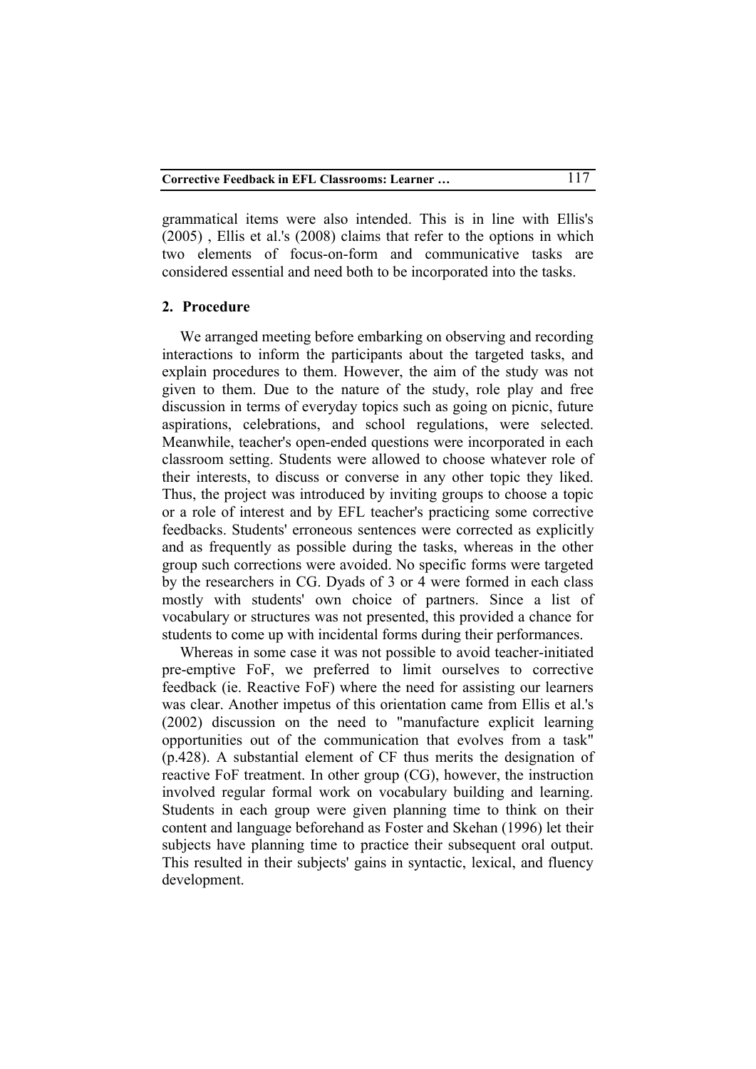grammatical items were also intended. This is in line with Ellis's (2005) , Ellis et al.'s (2008) claims that refer to the options in which two elements of focus-on-form and communicative tasks are considered essential and need both to be incorporated into the tasks.

## 2. Procedure

We arranged meeting before embarking on observing and recording interactions to inform the participants about the targeted tasks, and explain procedures to them. However, the aim of the study was not given to them. Due to the nature of the study, role play and free discussion in terms of everyday topics such as going on picnic, future aspirations, celebrations, and school regulations, were selected. Meanwhile, teacher's open-ended questions were incorporated in each classroom setting. Students were allowed to choose whatever role of their interests, to discuss or converse in any other topic they liked. Thus, the project was introduced by inviting groups to choose a topic or a role of interest and by EFL teacher's practicing some corrective feedbacks. Students' erroneous sentences were corrected as explicitly and as frequently as possible during the tasks, whereas in the other group such corrections were avoided. No specific forms were targeted by the researchers in CG. Dyads of 3 or 4 were formed in each class mostly with students' own choice of partners. Since a list of vocabulary or structures was not presented, this provided a chance for students to come up with incidental forms during their performances.

Whereas in some case it was not possible to avoid teacher-initiated pre-emptive FoF, we preferred to limit ourselves to corrective feedback (ie. Reactive FoF) where the need for assisting our learners was clear. Another impetus of this orientation came from Ellis et al.'s (2002) discussion on the need to "manufacture explicit learning opportunities out of the communication that evolves from a task" (p.428). A substantial element of CF thus merits the designation of reactive FoF treatment. In other group (CG), however, the instruction involved regular formal work on vocabulary building and learning. Students in each group were given planning time to think on their content and language beforehand as Foster and Skehan (1996) let their subjects have planning time to practice their subsequent oral output. This resulted in their subjects' gains in syntactic, lexical, and fluency development.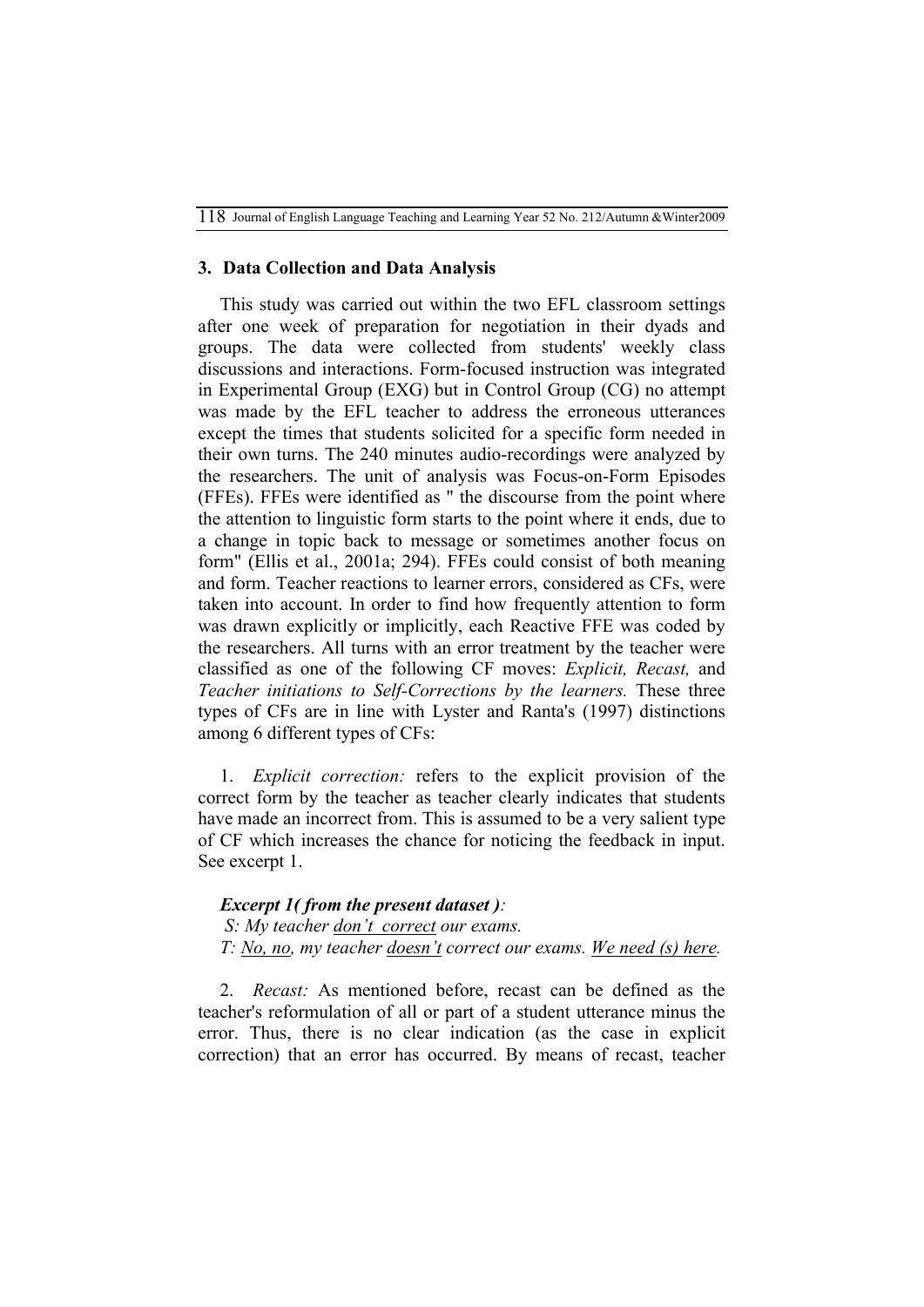## 3. Data Collection and Data Analysis

This study was carried out within the two EFL classroom settings after one week of preparation for negotiation in their dyads and groups. The data were collected from students' weekly class discussions and interactions. Form-focused instruction was integrated in Experimental Group (EXG) but in Control Group (CG) no attempt was made by the EFL teacher to address the erroneous utterances except the times that students solicited for a specific form needed in their own turns. The 240 minutes audio-recordings were analyzed by the researchers. The unit of analysis was Focus-on-Form Episodes (FFEs). FFEs were identified as " the discourse from the point where the attention to linguistic form starts to the point where it ends, due to a change in topic back to message or sometimes another focus on form" (Ellis et al., 2001a; 294). FFEs could consist of both meaning and form. Teacher reactions to learner errors, considered as CFs, were taken into account. In order to find how frequently attention to form was drawn explicitly or implicitly, each Reactive FFE was coded by the researchers. All turns with an error treatment by the teacher were classified as one of the following CF moves: *Explicit, Recast,* and *Teacher initiations to Self-Corrections by the learners.* These three types of CFs are in line with Lyster and Ranta's (1997) distinctions among 6 different types of CFs:

1. *Explicit correction:* refers to the explicit provision of the correct form by the teacher as teacher clearly indicates that students have made an incorrect from. This is assumed to be a very salient type of CF which increases the chance for noticing the feedback in input. See excerpt 1.

***Excerpt 1( from the present dataset ):***
*S: My teacher don't correct our exams.*
*T: No, no, my teacher doesn't correct our exams. We need (s) here.*

2. *Recast:* As mentioned before, recast can be defined as the teacher's reformulation of all or part of a student utterance minus the error. Thus, there is no clear indication (as the case in explicit correction) that an error has occurred. By means of recast, teacher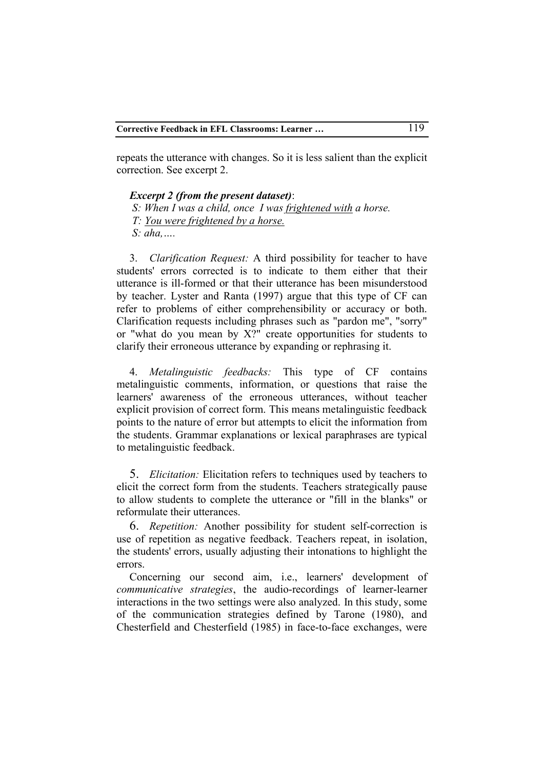repeats the utterance with changes. So it is less salient than the explicit correction. See excerpt 2.

***Excerpt 2 (from the present dataset)***:

*S: When I was a child, once I was <u>frightened with</u> a horse.*
*T: <u>You were frightened by a horse.</u>*
*S: aha,….*

3. *Clarification Request:* A third possibility for teacher to have students' errors corrected is to indicate to them either that their utterance is ill-formed or that their utterance has been misunderstood by teacher. Lyster and Ranta (1997) argue that this type of CF can refer to problems of either comprehensibility or accuracy or both. Clarification requests including phrases such as "pardon me", "sorry" or "what do you mean by X?" create opportunities for students to clarify their erroneous utterance by expanding or rephrasing it.

4. *Metalinguistic feedbacks:* This type of CF contains metalinguistic comments, information, or questions that raise the learners' awareness of the erroneous utterances, without teacher explicit provision of correct form. This means metalinguistic feedback points to the nature of error but attempts to elicit the information from the students. Grammar explanations or lexical paraphrases are typical to metalinguistic feedback.

5. *Elicitation:* Elicitation refers to techniques used by teachers to elicit the correct form from the students. Teachers strategically pause to allow students to complete the utterance or "fill in the blanks" or reformulate their utterances.

6. *Repetition:* Another possibility for student self-correction is use of repetition as negative feedback. Teachers repeat, in isolation, the students' errors, usually adjusting their intonations to highlight the errors.

Concerning our second aim, i.e., learners' development of *communicative strategies*, the audio-recordings of learner-learner interactions in the two settings were also analyzed. In this study, some of the communication strategies defined by Tarone (1980), and Chesterfield and Chesterfield (1985) in face-to-face exchanges, were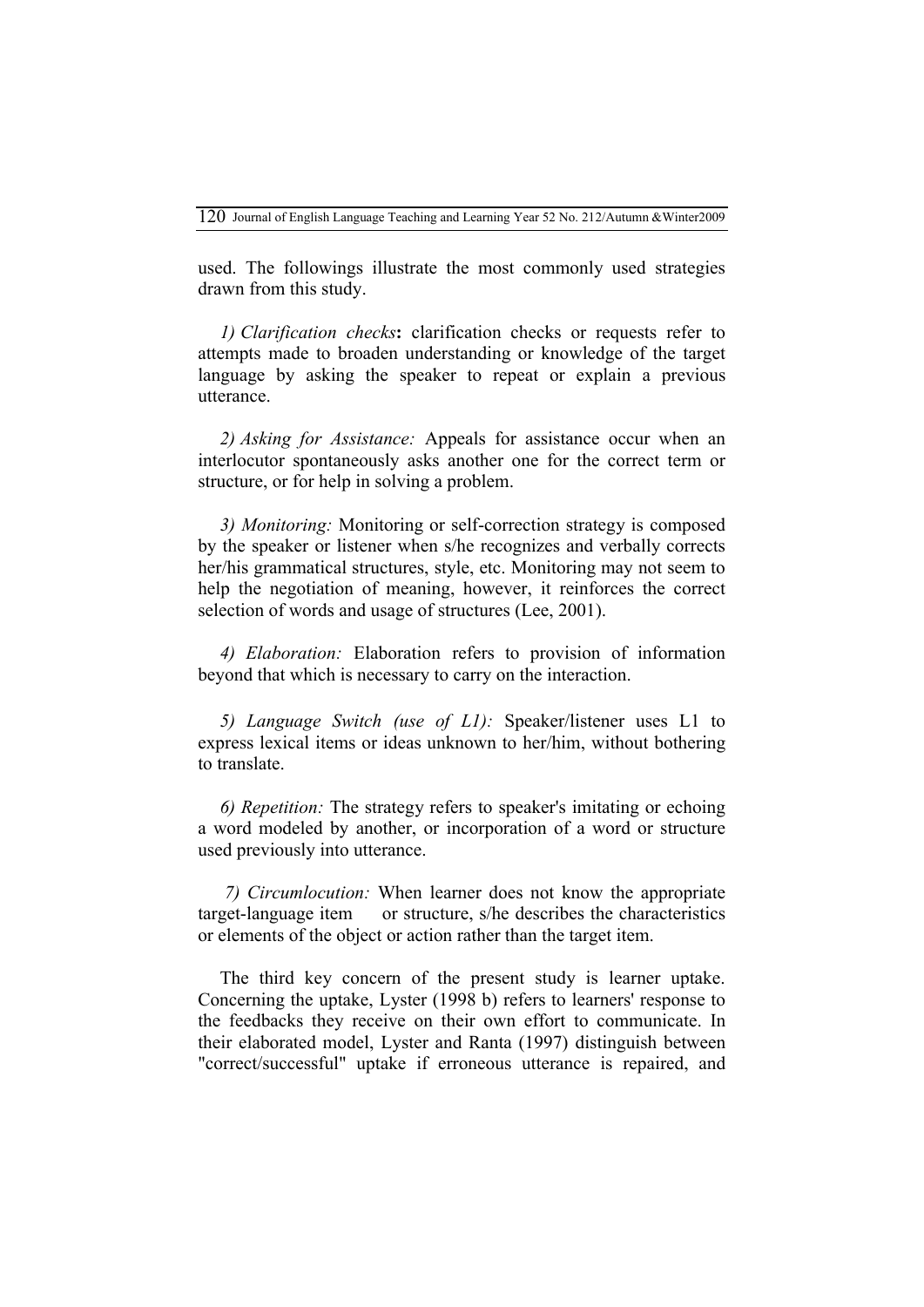used. The followings illustrate the most commonly used strategies drawn from this study.

*1) Clarification checks***:** clarification checks or requests refer to attempts made to broaden understanding or knowledge of the target language by asking the speaker to repeat or explain a previous utterance.

*2) Asking for Assistance:* Appeals for assistance occur when an interlocutor spontaneously asks another one for the correct term or structure, or for help in solving a problem.

*3) Monitoring:* Monitoring or self-correction strategy is composed by the speaker or listener when s/he recognizes and verbally corrects her/his grammatical structures, style, etc. Monitoring may not seem to help the negotiation of meaning, however, it reinforces the correct selection of words and usage of structures (Lee, 2001).

*4) Elaboration:* Elaboration refers to provision of information beyond that which is necessary to carry on the interaction.

*5) Language Switch (use of L1):* Speaker/listener uses L1 to express lexical items or ideas unknown to her/him, without bothering to translate.

*6) Repetition:* The strategy refers to speaker's imitating or echoing a word modeled by another, or incorporation of a word or structure used previously into utterance.

*7) Circumlocution:* When learner does not know the appropriate target-language item or structure, s/he describes the characteristics or elements of the object or action rather than the target item.

The third key concern of the present study is learner uptake. Concerning the uptake, Lyster (1998 b) refers to learners' response to the feedbacks they receive on their own effort to communicate. In their elaborated model, Lyster and Ranta (1997) distinguish between "correct/successful" uptake if erroneous utterance is repaired, and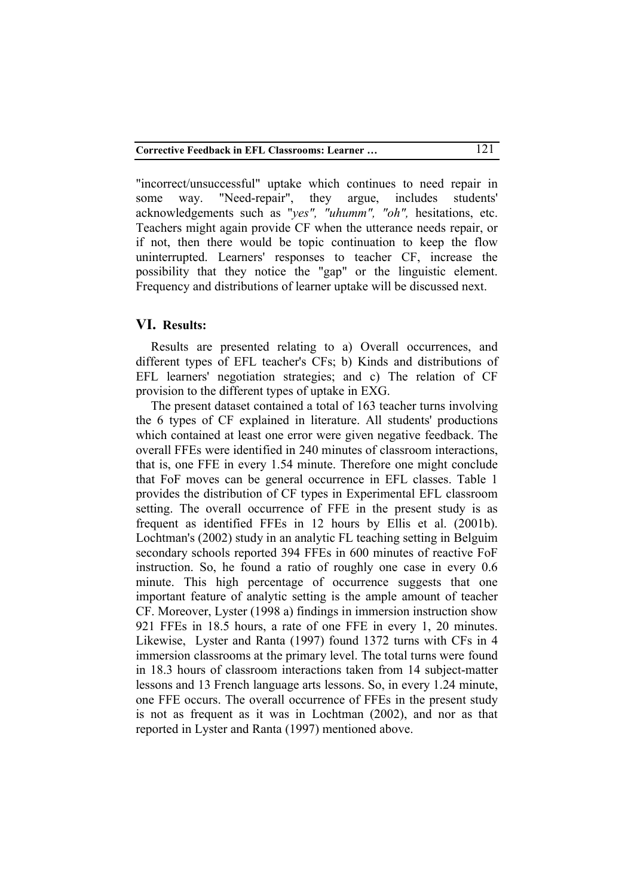"incorrect/unsuccessful" uptake which continues to need repair in some way. "Need-repair", they argue, includes students' acknowledgements such as "*yes", "uhumm", "oh",* hesitations, etc. Teachers might again provide CF when the utterance needs repair, or if not, then there would be topic continuation to keep the flow uninterrupted. Learners' responses to teacher CF, increase the possibility that they notice the "gap" or the linguistic element. Frequency and distributions of learner uptake will be discussed next.

## VI. Results:

Results are presented relating to a) Overall occurrences, and different types of EFL teacher's CFs; b) Kinds and distributions of EFL learners' negotiation strategies; and c) The relation of CF provision to the different types of uptake in EXG.

The present dataset contained a total of 163 teacher turns involving the 6 types of CF explained in literature. All students' productions which contained at least one error were given negative feedback. The overall FFEs were identified in 240 minutes of classroom interactions, that is, one FFE in every 1.54 minute. Therefore one might conclude that FoF moves can be general occurrence in EFL classes. Table 1 provides the distribution of CF types in Experimental EFL classroom setting. The overall occurrence of FFE in the present study is as frequent as identified FFEs in 12 hours by Ellis et al. (2001b). Lochtman's (2002) study in an analytic FL teaching setting in Belguim secondary schools reported 394 FFEs in 600 minutes of reactive FoF instruction. So, he found a ratio of roughly one case in every 0.6 minute. This high percentage of occurrence suggests that one important feature of analytic setting is the ample amount of teacher CF. Moreover, Lyster (1998 a) findings in immersion instruction show 921 FFEs in 18.5 hours, a rate of one FFE in every 1, 20 minutes. Likewise, Lyster and Ranta (1997) found 1372 turns with CFs in 4 immersion classrooms at the primary level. The total turns were found in 18.3 hours of classroom interactions taken from 14 subject-matter lessons and 13 French language arts lessons. So, in every 1.24 minute, one FFE occurs. The overall occurrence of FFEs in the present study is not as frequent as it was in Lochtman (2002), and nor as that reported in Lyster and Ranta (1997) mentioned above.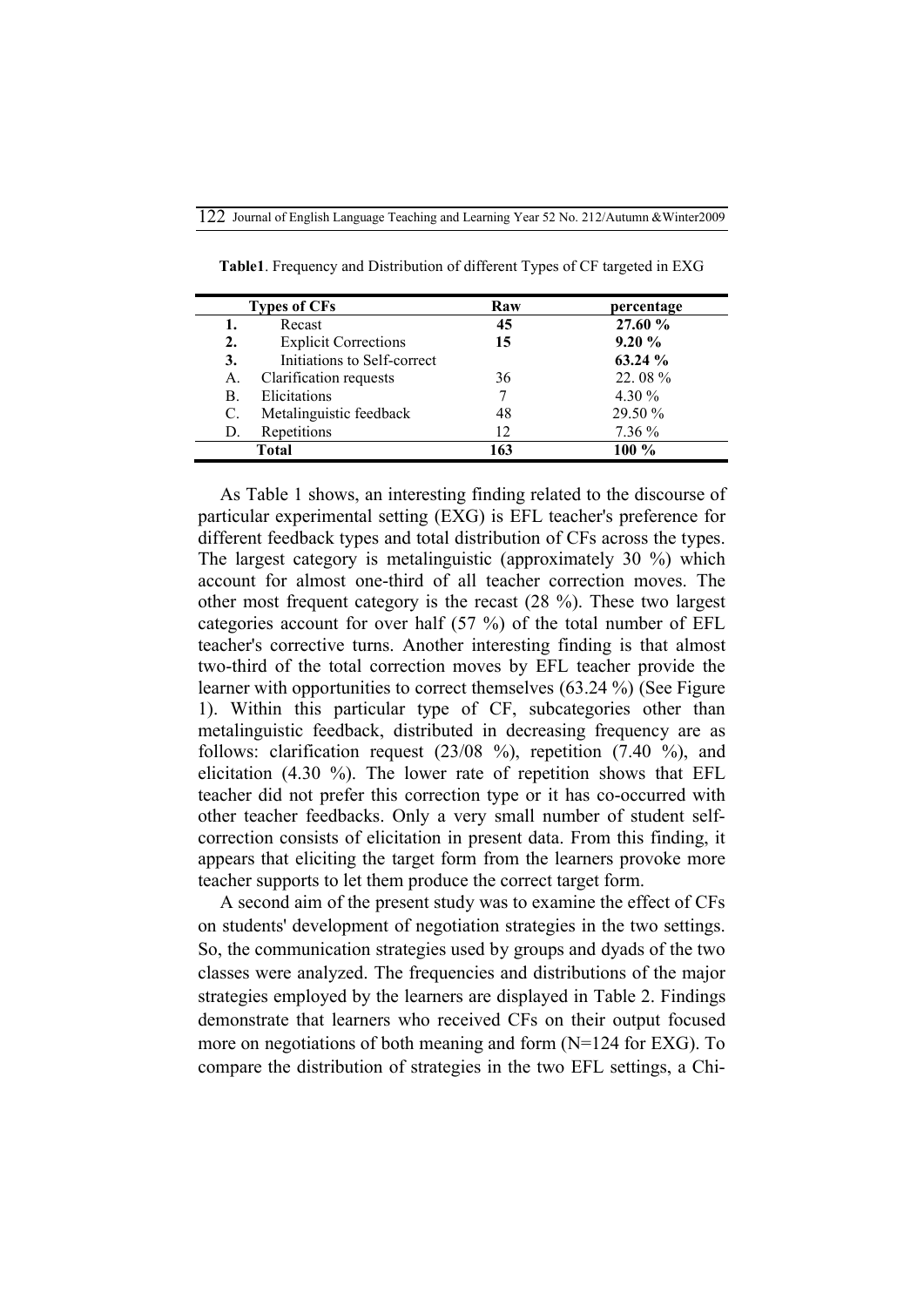**Table1**. Frequency and Distribution of different Types of CF targeted in EXG

| Types of CFs | | Raw | percentage |
|---|---|---|---|
| **1.** | Recast | **45** | **27.60 %** |
| **2.** | Explicit Corrections | **15** | **9.20 %** |
| **3.** | Initiations to Self-correct | | **63.24 %** |
| A. | Clarification requests | 36 | 22. 08 % |
| B. | Elicitations | 7 | 4.30 % |
| C. | Metalinguistic feedback | 48 | 29.50 % |
| D. | Repetitions | 12 | 7.36 % |
| **Total** | | **163** | **100 %** |

As Table 1 shows, an interesting finding related to the discourse of particular experimental setting (EXG) is EFL teacher's preference for different feedback types and total distribution of CFs across the types. The largest category is metalinguistic (approximately 30 %) which account for almost one-third of all teacher correction moves. The other most frequent category is the recast (28 %). These two largest categories account for over half (57 %) of the total number of EFL teacher's corrective turns. Another interesting finding is that almost two-third of the total correction moves by EFL teacher provide the learner with opportunities to correct themselves (63.24 %) (See Figure 1). Within this particular type of CF, subcategories other than metalinguistic feedback, distributed in decreasing frequency are as follows: clarification request (23/08 %), repetition (7.40 %), and elicitation (4.30 %). The lower rate of repetition shows that EFL teacher did not prefer this correction type or it has co-occurred with other teacher feedbacks. Only a very small number of student self-correction consists of elicitation in present data. From this finding, it appears that eliciting the target form from the learners provoke more teacher supports to let them produce the correct target form.

A second aim of the present study was to examine the effect of CFs on students' development of negotiation strategies in the two settings. So, the communication strategies used by groups and dyads of the two classes were analyzed. The frequencies and distributions of the major strategies employed by the learners are displayed in Table 2. Findings demonstrate that learners who received CFs on their output focused more on negotiations of both meaning and form (N=124 for EXG). To compare the distribution of strategies in the two EFL settings, a Chi-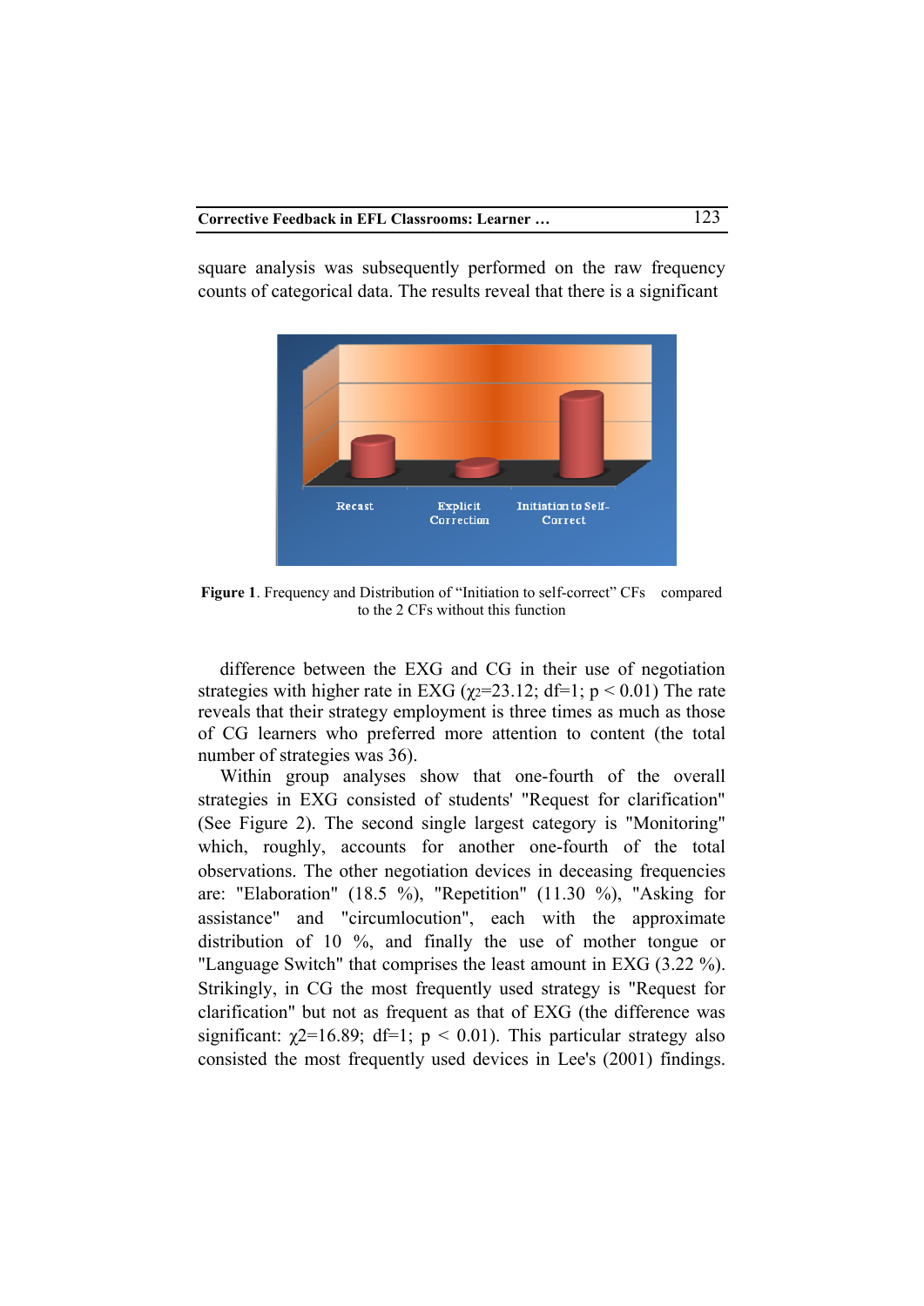square analysis was subsequently performed on the raw frequency counts of categorical data. The results reveal that there is a significant

**Figure 1**. Frequency and Distribution of "Initiation to self-correct" CFs compared to the 2 CFs without this function

difference between the EXG and CG in their use of negotiation strategies with higher rate in EXG ($\chi^2$=23.12; df=1; $p < 0.01$) The rate reveals that their strategy employment is three times as much as those of CG learners who preferred more attention to content (the total number of strategies was 36).

Within group analyses show that one-fourth of the overall strategies in EXG consisted of students' "Request for clarification" (See Figure 2). The second single largest category is "Monitoring" which, roughly, accounts for another one-fourth of the total observations. The other negotiation devices in deceasing frequencies are: "Elaboration" (18.5 %), "Repetition" (11.30 %), "Asking for assistance" and "circumlocution", each with the approximate distribution of 10 %, and finally the use of mother tongue or "Language Switch" that comprises the least amount in EXG (3.22 %). Strikingly, in CG the most frequently used strategy is "Request for clarification" but not as frequent as that of EXG (the difference was significant: $\chi^2$=16.89; df=1; $p < 0.01$). This particular strategy also consisted the most frequently used devices in Lee's (2001) findings.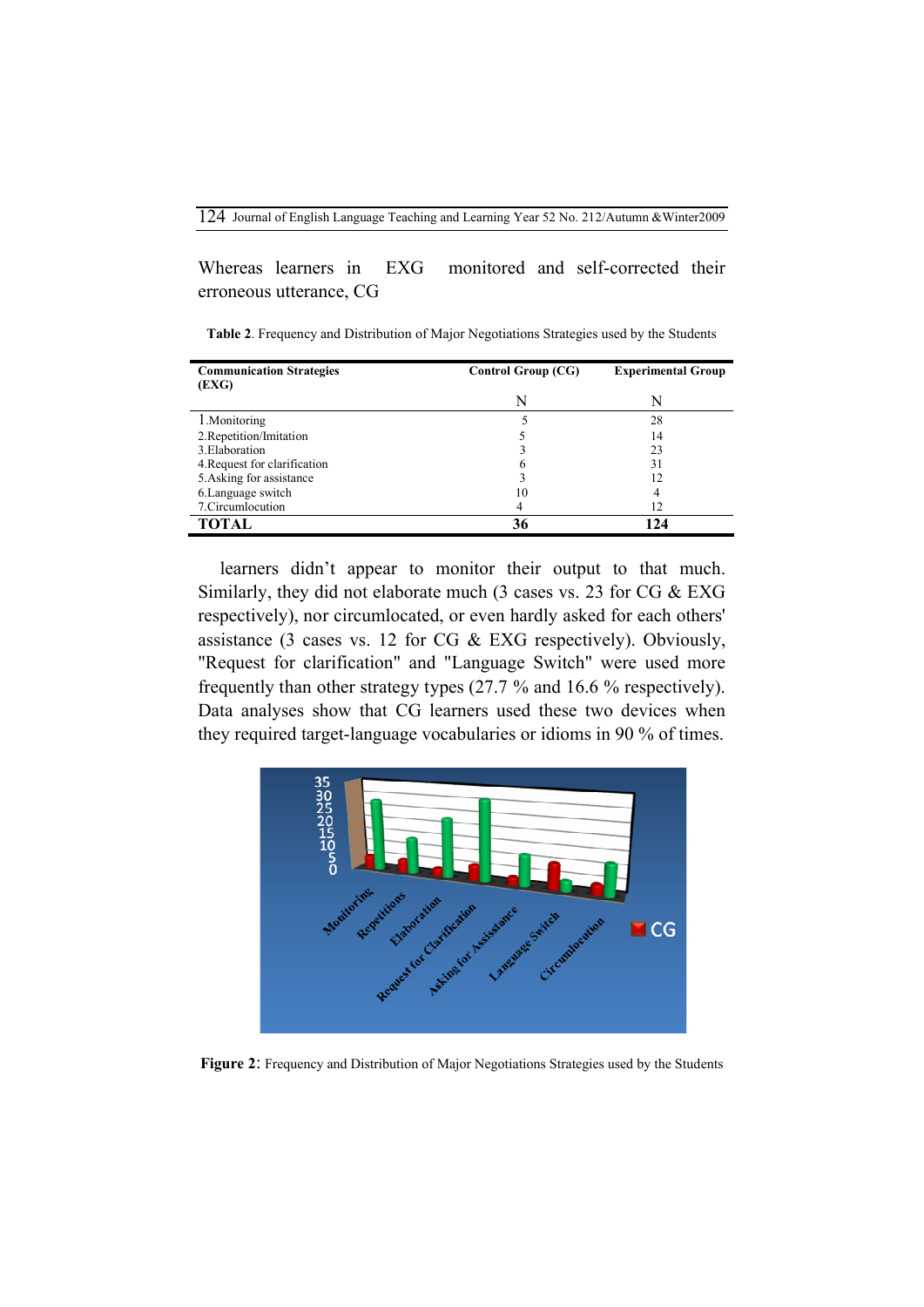Whereas learners in EXG monitored and self-corrected their erroneous utterance, CG

**Table 2**. Frequency and Distribution of Major Negotiations Strategies used by the Students

| Communication Strategies (EXG) | Control Group (CG) | Experimental Group |
|---|---|---|
| | N | N |
| 1.Monitoring | 5 | 28 |
| 2.Repetition/Imitation | 5 | 14 |
| 3.Elaboration | 3 | 23 |
| 4.Request for clarification | 6 | 31 |
| 5.Asking for assistance | 3 | 12 |
| 6.Language switch | 10 | 4 |
| 7.Circumlocution | 4 | 12 |
| **TOTAL** | **36** | **124** |

learners didn't appear to monitor their output to that much. Similarly, they did not elaborate much (3 cases vs. 23 for CG & EXG respectively), nor circumlocated, or even hardly asked for each others' assistance (3 cases vs. 12 for CG & EXG respectively). Obviously, "Request for clarification" and "Language Switch" were used more frequently than other strategy types (27.7 % and 16.6 % respectively). Data analyses show that CG learners used these two devices when they required target-language vocabularies or idioms in 90 % of times.

**Figure 2**: Frequency and Distribution of Major Negotiations Strategies used by the Students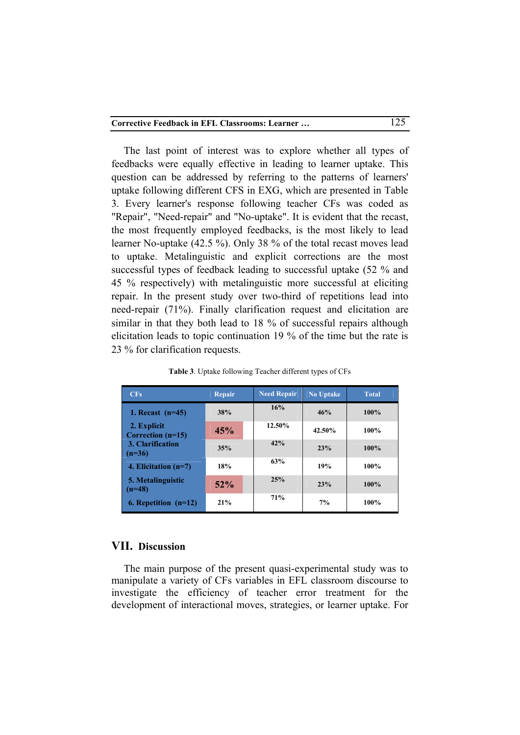The last point of interest was to explore whether all types of feedbacks were equally effective in leading to learner uptake. This question can be addressed by referring to the patterns of learners' uptake following different CFS in EXG, which are presented in Table 3. Every learner's response following teacher CFs was coded as "Repair", "Need-repair" and "No-uptake". It is evident that the recast, the most frequently employed feedbacks, is the most likely to lead learner No-uptake (42.5 %). Only 38 % of the total recast moves lead to uptake. Metalinguistic and explicit corrections are the most successful types of feedback leading to successful uptake (52 % and 45 % respectively) with metalinguistic more successful at eliciting repair. In the present study over two-third of repetitions lead into need-repair (71%). Finally clarification request and elicitation are similar in that they both lead to 18 % of successful repairs although elicitation leads to topic continuation 19 % of the time but the rate is 23 % for clarification requests.

**Table 3**. Uptake following Teacher different types of CFs

| CFs | Repair | Need Repair | No Uptake | Total |
|---|---|---|---|---|
| 1. Recast (n=45) | 38% | 16% | 46% | 100% |
| 2. Explicit Correction (n=15) | 45% | 12.50% | 42.50% | 100% |
| 3. Clarification (n=36) | 35% | 42% | 23% | 100% |
| 4. Elicitation (n=7) | 18% | 63% | 19% | 100% |
| 5. Metalinguistic (n=48) | 52% | 25% | 23% | 100% |
| 6. Repetition (n=12) | 21% | 71% | 7% | 100% |

## VII. Discussion

The main purpose of the present quasi-experimental study was to manipulate a variety of CFs variables in EFL classroom discourse to investigate the efficiency of teacher error treatment for the development of interactional moves, strategies, or learner uptake. For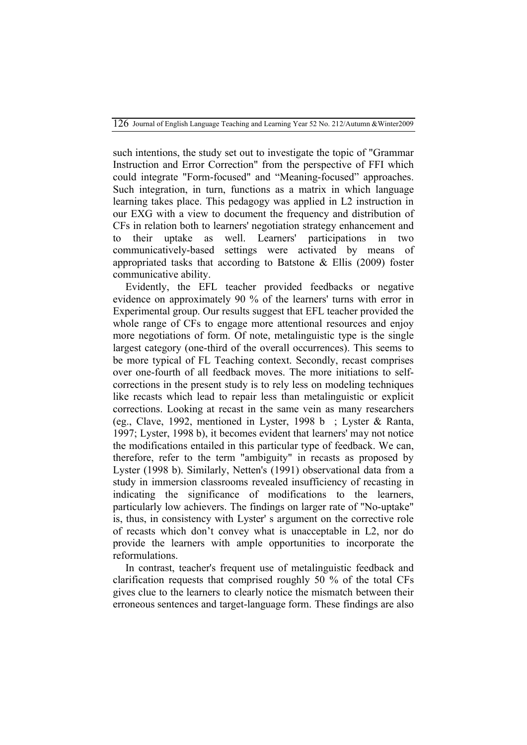such intentions, the study set out to investigate the topic of "Grammar Instruction and Error Correction" from the perspective of FFI which could integrate "Form-focused" and "Meaning-focused" approaches. Such integration, in turn, functions as a matrix in which language learning takes place. This pedagogy was applied in L2 instruction in our EXG with a view to document the frequency and distribution of CFs in relation both to learners' negotiation strategy enhancement and to their uptake as well. Learners' participations in two communicatively-based settings were activated by means of appropriated tasks that according to Batstone & Ellis (2009) foster communicative ability.

Evidently, the EFL teacher provided feedbacks or negative evidence on approximately 90 % of the learners' turns with error in Experimental group. Our results suggest that EFL teacher provided the whole range of CFs to engage more attentional resources and enjoy more negotiations of form. Of note, metalinguistic type is the single largest category (one-third of the overall occurrences). This seems to be more typical of FL Teaching context. Secondly, recast comprises over one-fourth of all feedback moves. The more initiations to self-corrections in the present study is to rely less on modeling techniques like recasts which lead to repair less than metalinguistic or explicit corrections. Looking at recast in the same vein as many researchers (eg., Clave, 1992, mentioned in Lyster, 1998 b ; Lyster & Ranta, 1997; Lyster, 1998 b), it becomes evident that learners' may not notice the modifications entailed in this particular type of feedback. We can, therefore, refer to the term "ambiguity" in recasts as proposed by Lyster (1998 b). Similarly, Netten's (1991) observational data from a study in immersion classrooms revealed insufficiency of recasting in indicating the significance of modifications to the learners, particularly low achievers. The findings on larger rate of "No-uptake" is, thus, in consistency with Lyster' s argument on the corrective role of recasts which don't convey what is unacceptable in L2, nor do provide the learners with ample opportunities to incorporate the reformulations.

In contrast, teacher's frequent use of metalinguistic feedback and clarification requests that comprised roughly 50 % of the total CFs gives clue to the learners to clearly notice the mismatch between their erroneous sentences and target-language form. These findings are also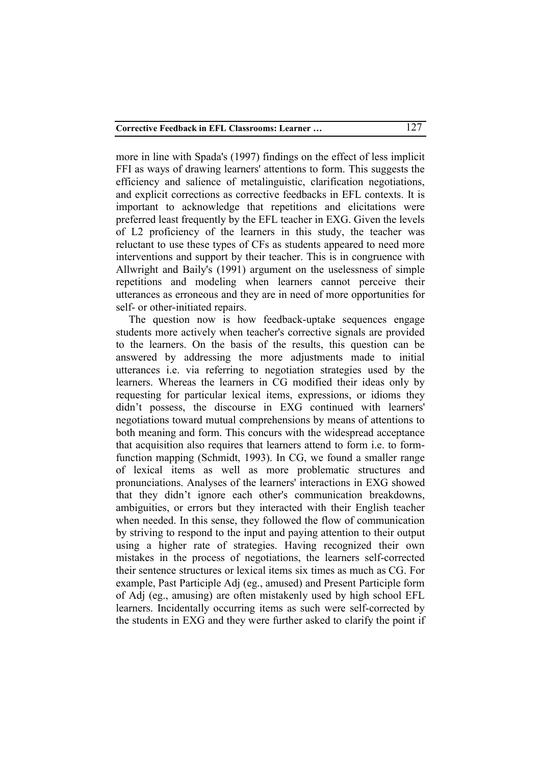more in line with Spada's (1997) findings on the effect of less implicit FFI as ways of drawing learners' attentions to form. This suggests the efficiency and salience of metalinguistic, clarification negotiations, and explicit corrections as corrective feedbacks in EFL contexts. It is important to acknowledge that repetitions and elicitations were preferred least frequently by the EFL teacher in EXG. Given the levels of L2 proficiency of the learners in this study, the teacher was reluctant to use these types of CFs as students appeared to need more interventions and support by their teacher. This is in congruence with Allwright and Baily's (1991) argument on the uselessness of simple repetitions and modeling when learners cannot perceive their utterances as erroneous and they are in need of more opportunities for self- or other-initiated repairs.

The question now is how feedback-uptake sequences engage students more actively when teacher's corrective signals are provided to the learners. On the basis of the results, this question can be answered by addressing the more adjustments made to initial utterances i.e. via referring to negotiation strategies used by the learners. Whereas the learners in CG modified their ideas only by requesting for particular lexical items, expressions, or idioms they didn't possess, the discourse in EXG continued with learners' negotiations toward mutual comprehensions by means of attentions to both meaning and form. This concurs with the widespread acceptance that acquisition also requires that learners attend to form i.e. to form-function mapping (Schmidt, 1993). In CG, we found a smaller range of lexical items as well as more problematic structures and pronunciations. Analyses of the learners' interactions in EXG showed that they didn't ignore each other's communication breakdowns, ambiguities, or errors but they interacted with their English teacher when needed. In this sense, they followed the flow of communication by striving to respond to the input and paying attention to their output using a higher rate of strategies. Having recognized their own mistakes in the process of negotiations, the learners self-corrected their sentence structures or lexical items six times as much as CG. For example, Past Participle Adj (eg., amused) and Present Participle form of Adj (eg., amusing) are often mistakenly used by high school EFL learners. Incidentally occurring items as such were self-corrected by the students in EXG and they were further asked to clarify the point if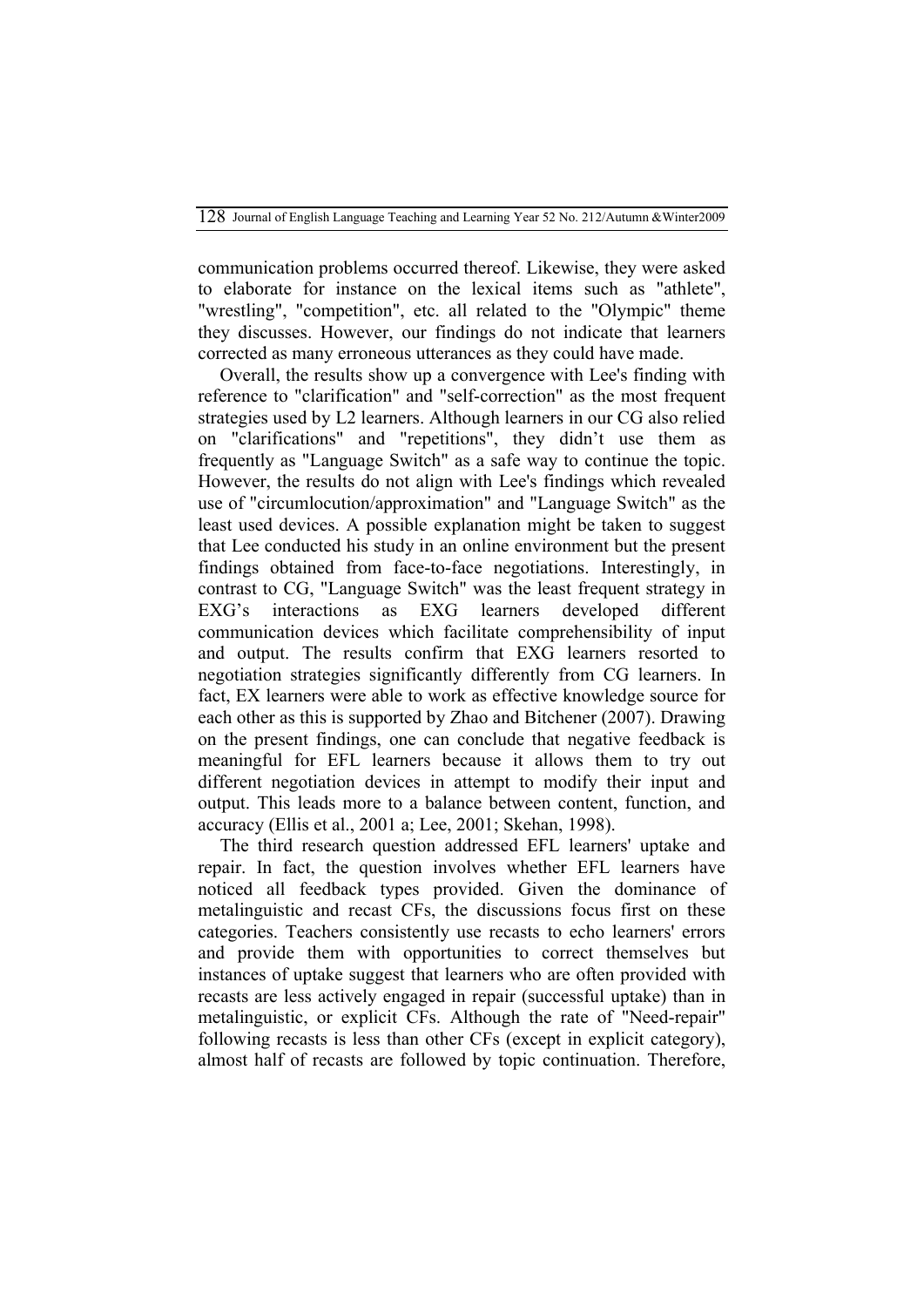communication problems occurred thereof. Likewise, they were asked to elaborate for instance on the lexical items such as "athlete", "wrestling", "competition", etc. all related to the "Olympic" theme they discusses. However, our findings do not indicate that learners corrected as many erroneous utterances as they could have made.

Overall, the results show up a convergence with Lee's finding with reference to "clarification" and "self-correction" as the most frequent strategies used by L2 learners. Although learners in our CG also relied on "clarifications" and "repetitions", they didn't use them as frequently as "Language Switch" as a safe way to continue the topic. However, the results do not align with Lee's findings which revealed use of "circumlocution/approximation" and "Language Switch" as the least used devices. A possible explanation might be taken to suggest that Lee conducted his study in an online environment but the present findings obtained from face-to-face negotiations. Interestingly, in contrast to CG, "Language Switch" was the least frequent strategy in EXG's interactions as EXG learners developed different communication devices which facilitate comprehensibility of input and output. The results confirm that EXG learners resorted to negotiation strategies significantly differently from CG learners. In fact, EX learners were able to work as effective knowledge source for each other as this is supported by Zhao and Bitchener (2007). Drawing on the present findings, one can conclude that negative feedback is meaningful for EFL learners because it allows them to try out different negotiation devices in attempt to modify their input and output. This leads more to a balance between content, function, and accuracy (Ellis et al., 2001 a; Lee, 2001; Skehan, 1998).

The third research question addressed EFL learners' uptake and repair. In fact, the question involves whether EFL learners have noticed all feedback types provided. Given the dominance of metalinguistic and recast CFs, the discussions focus first on these categories. Teachers consistently use recasts to echo learners' errors and provide them with opportunities to correct themselves but instances of uptake suggest that learners who are often provided with recasts are less actively engaged in repair (successful uptake) than in metalinguistic, or explicit CFs. Although the rate of "Need-repair" following recasts is less than other CFs (except in explicit category), almost half of recasts are followed by topic continuation. Therefore,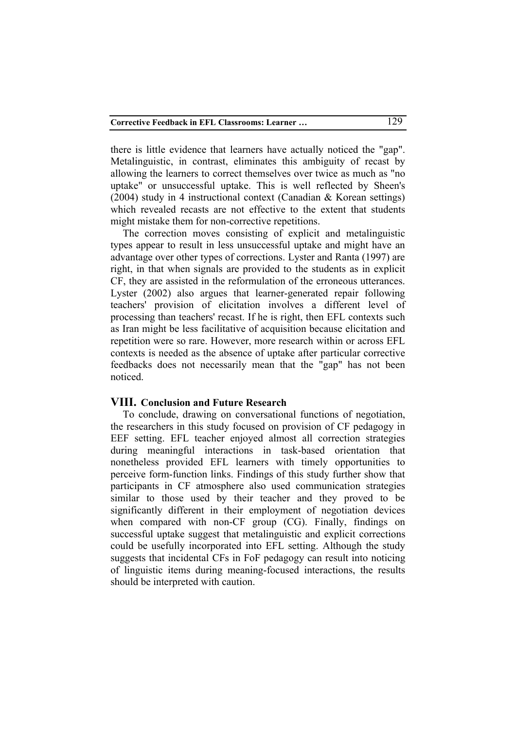there is little evidence that learners have actually noticed the "gap". Metalinguistic, in contrast, eliminates this ambiguity of recast by allowing the learners to correct themselves over twice as much as "no uptake" or unsuccessful uptake. This is well reflected by Sheen's (2004) study in 4 instructional context (Canadian & Korean settings) which revealed recasts are not effective to the extent that students might mistake them for non-corrective repetitions.

The correction moves consisting of explicit and metalinguistic types appear to result in less unsuccessful uptake and might have an advantage over other types of corrections. Lyster and Ranta (1997) are right, in that when signals are provided to the students as in explicit CF, they are assisted in the reformulation of the erroneous utterances. Lyster (2002) also argues that learner-generated repair following teachers' provision of elicitation involves a different level of processing than teachers' recast. If he is right, then EFL contexts such as Iran might be less facilitative of acquisition because elicitation and repetition were so rare. However, more research within or across EFL contexts is needed as the absence of uptake after particular corrective feedbacks does not necessarily mean that the "gap" has not been noticed.

## VIII. Conclusion and Future Research

To conclude, drawing on conversational functions of negotiation, the researchers in this study focused on provision of CF pedagogy in EEF setting. EFL teacher enjoyed almost all correction strategies during meaningful interactions in task-based orientation that nonetheless provided EFL learners with timely opportunities to perceive form-function links. Findings of this study further show that participants in CF atmosphere also used communication strategies similar to those used by their teacher and they proved to be significantly different in their employment of negotiation devices when compared with non-CF group (CG). Finally, findings on successful uptake suggest that metalinguistic and explicit corrections could be usefully incorporated into EFL setting. Although the study suggests that incidental CFs in FoF pedagogy can result into noticing of linguistic items during meaning-focused interactions, the results should be interpreted with caution.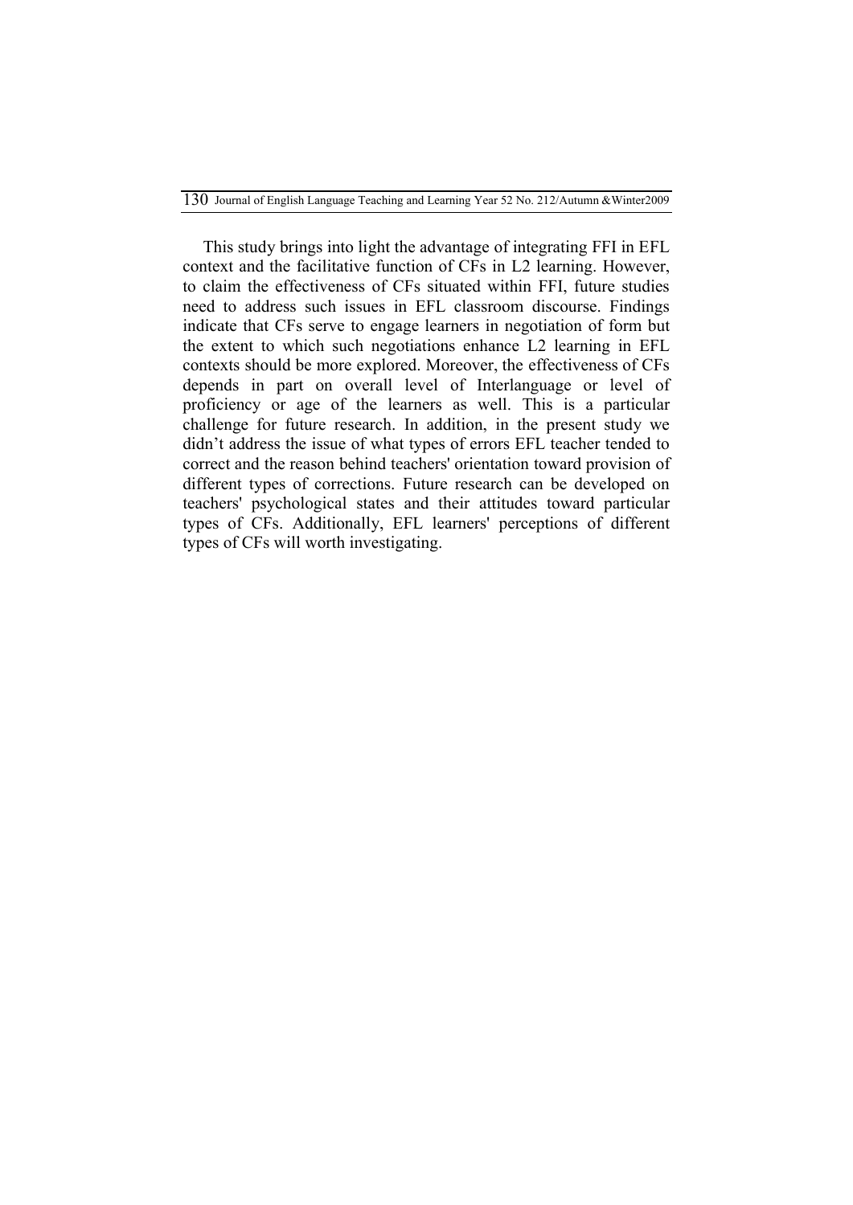This study brings into light the advantage of integrating FFI in EFL context and the facilitative function of CFs in L2 learning. However, to claim the effectiveness of CFs situated within FFI, future studies need to address such issues in EFL classroom discourse. Findings indicate that CFs serve to engage learners in negotiation of form but the extent to which such negotiations enhance L2 learning in EFL contexts should be more explored. Moreover, the effectiveness of CFs depends in part on overall level of Interlanguage or level of proficiency or age of the learners as well. This is a particular challenge for future research. In addition, in the present study we didn't address the issue of what types of errors EFL teacher tended to correct and the reason behind teachers' orientation toward provision of different types of corrections. Future research can be developed on teachers' psychological states and their attitudes toward particular types of CFs. Additionally, EFL learners' perceptions of different types of CFs will worth investigating.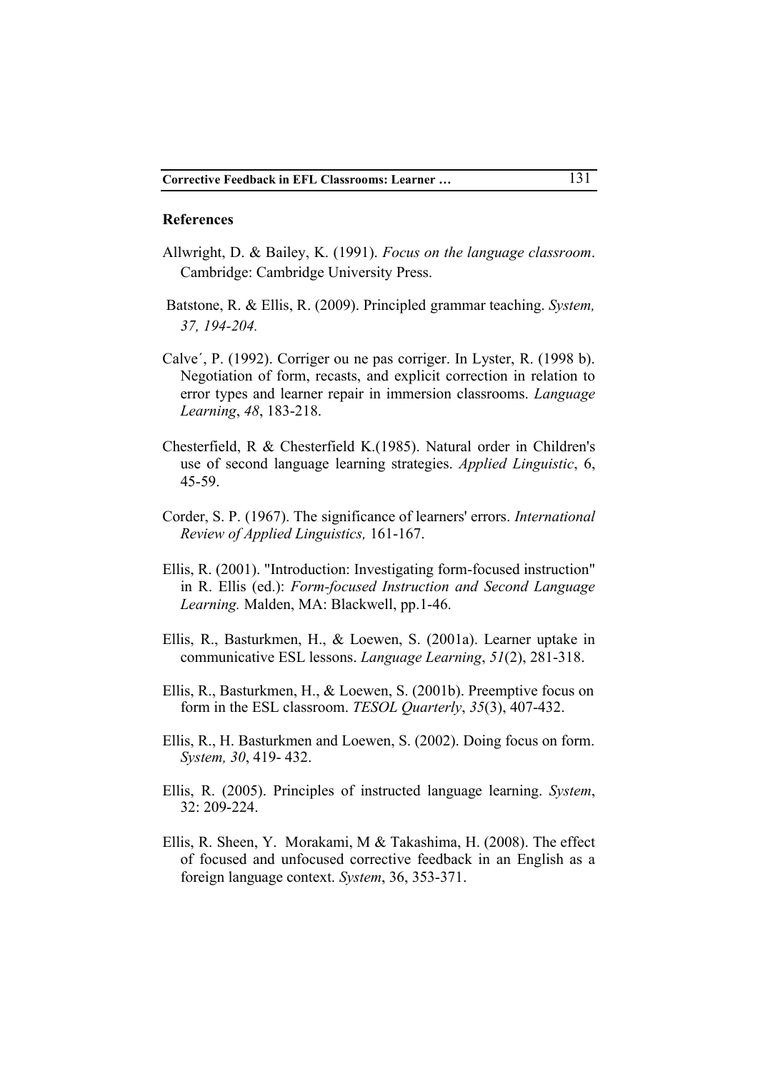## References

Allwright, D. & Bailey, K. (1991). *Focus on the language classroom*. Cambridge: Cambridge University Press.

Batstone, R. & Ellis, R. (2009). Principled grammar teaching. *System, 37, 194-204.*

Calve´, P. (1992). Corriger ou ne pas corriger. In Lyster, R. (1998 b). Negotiation of form, recasts, and explicit correction in relation to error types and learner repair in immersion classrooms. *Language Learning*, *48*, 183-218.

Chesterfield, R & Chesterfield K.(1985). Natural order in Children's use of second language learning strategies. *Applied Linguistic*, 6, 45-59.

Corder, S. P. (1967). The significance of learners' errors. *International Review of Applied Linguistics,* 161-167.

Ellis, R. (2001). "Introduction: Investigating form-focused instruction" in R. Ellis (ed.): *Form-focused Instruction and Second Language Learning.* Malden, MA: Blackwell, pp.1-46.

Ellis, R., Basturkmen, H., & Loewen, S. (2001a). Learner uptake in communicative ESL lessons. *Language Learning*, *51*(2), 281-318.

Ellis, R., Basturkmen, H., & Loewen, S. (2001b). Preemptive focus on form in the ESL classroom. *TESOL Quarterly*, *35*(3), 407-432.

Ellis, R., H. Basturkmen and Loewen, S. (2002). Doing focus on form. *System, 30*, 419- 432.

Ellis, R. (2005). Principles of instructed language learning. *System*, 32: 209-224.

Ellis, R. Sheen, Y. Morakami, M & Takashima, H. (2008). The effect of focused and unfocused corrective feedback in an English as a foreign language context. *System*, 36, 353-371.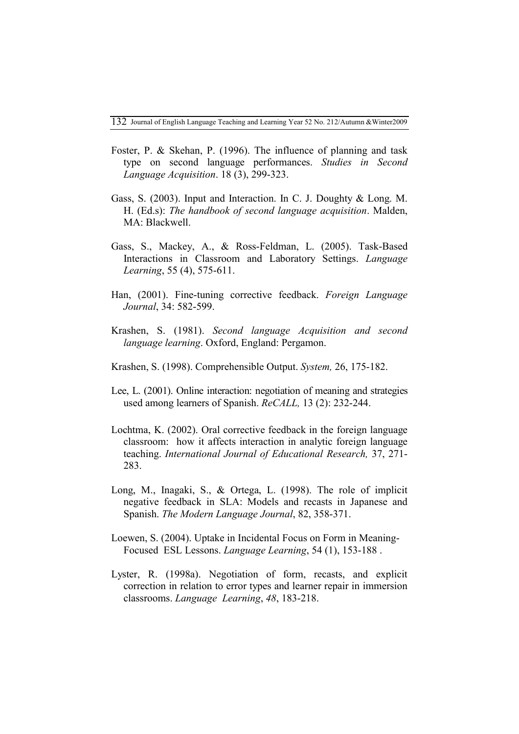Foster, P. & Skehan, P. (1996). The influence of planning and task type on second language performances. *Studies in Second Language Acquisition*. 18 (3), 299-323.

Gass, S. (2003). Input and Interaction. In C. J. Doughty & Long. M. H. (Ed.s): *The handbook of second language acquisition*. Malden, MA: Blackwell.

Gass, S., Mackey, A., & Ross-Feldman, L. (2005). Task-Based Interactions in Classroom and Laboratory Settings. *Language Learning*, 55 (4), 575-611.

Han, (2001). Fine-tuning corrective feedback. *Foreign Language Journal*, 34: 582-599.

Krashen, S. (1981). *Second language Acquisition and second language learning*. Oxford, England: Pergamon.

Krashen, S. (1998). Comprehensible Output. *System,* 26, 175-182.

Lee, L. (2001). Online interaction: negotiation of meaning and strategies used among learners of Spanish. *ReCALL,* 13 (2): 232-244.

Lochtma, K. (2002). Oral corrective feedback in the foreign language classroom: how it affects interaction in analytic foreign language teaching. *International Journal of Educational Research,* 37, 271-283.

Long, M., Inagaki, S., & Ortega, L. (1998). The role of implicit negative feedback in SLA: Models and recasts in Japanese and Spanish. *The Modern Language Journal*, 82, 358-371.

Loewen, S. (2004). Uptake in Incidental Focus on Form in Meaning-Focused ESL Lessons. *Language Learning*, 54 (1), 153-188 .

Lyster, R. (1998a). Negotiation of form, recasts, and explicit correction in relation to error types and learner repair in immersion classrooms. *Language Learning*, *48*, 183-218.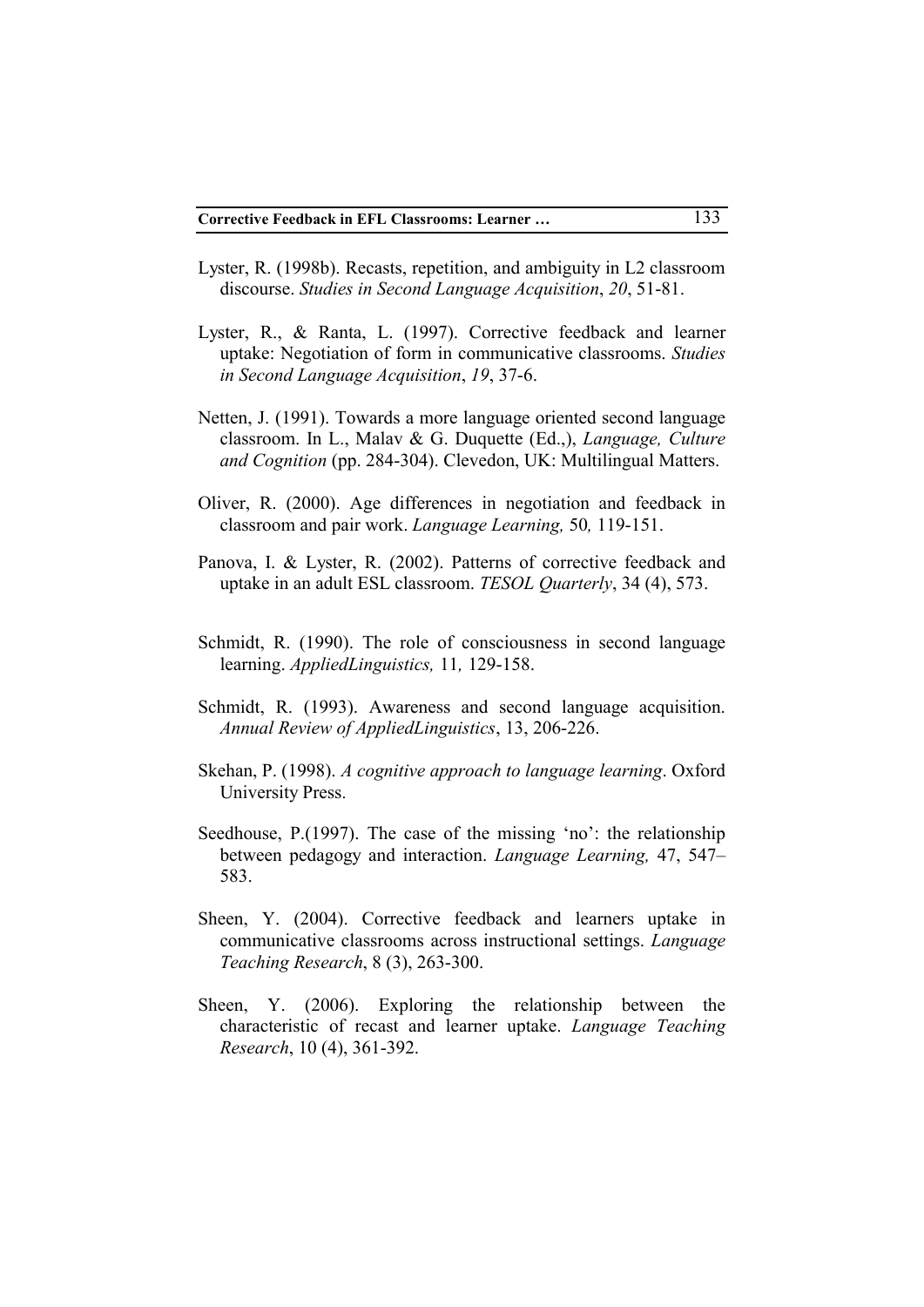Lyster, R. (1998b). Recasts, repetition, and ambiguity in L2 classroom discourse. *Studies in Second Language Acquisition*, *20*, 51-81.

Lyster, R., & Ranta, L. (1997). Corrective feedback and learner uptake: Negotiation of form in communicative classrooms. *Studies in Second Language Acquisition*, *19*, 37-6.

Netten, J. (1991). Towards a more language oriented second language classroom. In L., Malav & G. Duquette (Ed.,), *Language, Culture and Cognition* (pp. 284-304). Clevedon, UK: Multilingual Matters.

Oliver, R. (2000). Age differences in negotiation and feedback in classroom and pair work. *Language Learning,* 50*,* 119-151.

Panova, I. & Lyster, R. (2002). Patterns of corrective feedback and uptake in an adult ESL classroom. *TESOL Quarterly*, 34 (4), 573.

Schmidt, R. (1990). The role of consciousness in second language learning. *AppliedLinguistics,* 11*,* 129-158.

Schmidt, R. (1993). Awareness and second language acquisition. *Annual Review of AppliedLinguistics*, 13, 206-226.

Skehan, P. (1998). *A cognitive approach to language learning*. Oxford University Press.

Seedhouse, P.(1997). The case of the missing 'no': the relationship between pedagogy and interaction. *Language Learning,* 47, 547–583.

Sheen, Y. (2004). Corrective feedback and learners uptake in communicative classrooms across instructional settings. *Language Teaching Research*, 8 (3), 263-300.

Sheen, Y. (2006). Exploring the relationship between the characteristic of recast and learner uptake. *Language Teaching Research*, 10 (4), 361-392.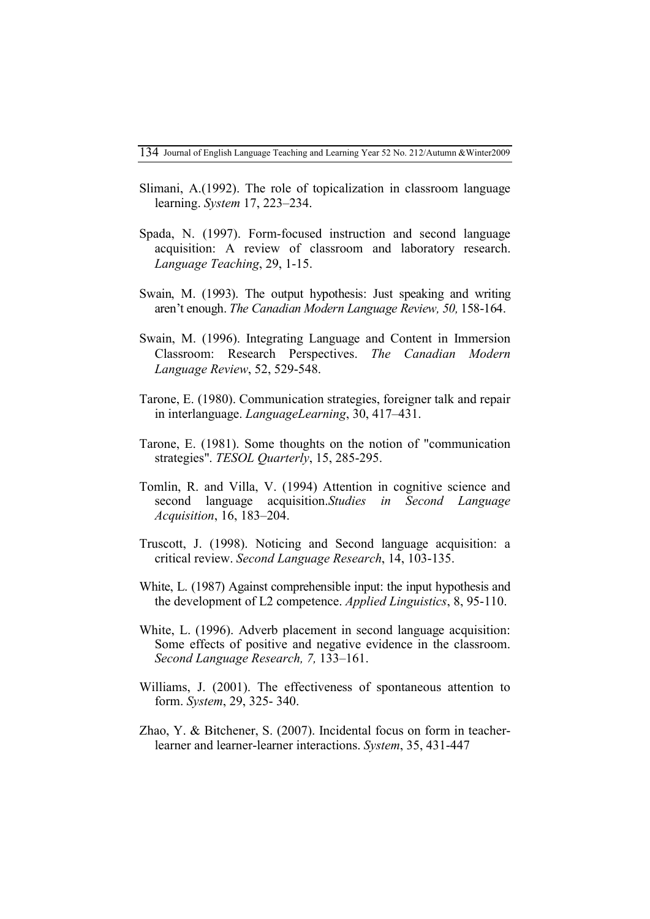Slimani, A.(1992). The role of topicalization in classroom language learning. *System* 17, 223–234.

Spada, N. (1997). Form-focused instruction and second language acquisition: A review of classroom and laboratory research. *Language Teaching*, 29, 1-15.

Swain, M. (1993). The output hypothesis: Just speaking and writing aren't enough. *The Canadian Modern Language Review, 50,* 158-164.

Swain, M. (1996). Integrating Language and Content in Immersion Classroom: Research Perspectives. *The Canadian Modern Language Review*, 52, 529-548.

Tarone, E. (1980). Communication strategies, foreigner talk and repair in interlanguage. *LanguageLearning*, 30, 417–431.

Tarone, E. (1981). Some thoughts on the notion of "communication strategies". *TESOL Quarterly*, 15, 285-295.

Tomlin, R. and Villa, V. (1994) Attention in cognitive science and second language acquisition.*Studies in Second Language Acquisition*, 16, 183–204.

Truscott, J. (1998). Noticing and Second language acquisition: a critical review. *Second Language Research*, 14, 103-135.

White, L. (1987) Against comprehensible input: the input hypothesis and the development of L2 competence. *Applied Linguistics*, 8, 95-110.

White, L. (1996). Adverb placement in second language acquisition: Some effects of positive and negative evidence in the classroom. *Second Language Research, 7,* 133–161.

Williams, J. (2001). The effectiveness of spontaneous attention to form. *System*, 29, 325- 340.

Zhao, Y. & Bitchener, S. (2007). Incidental focus on form in teacher-learner and learner-learner interactions. *System*, 35, 431-447